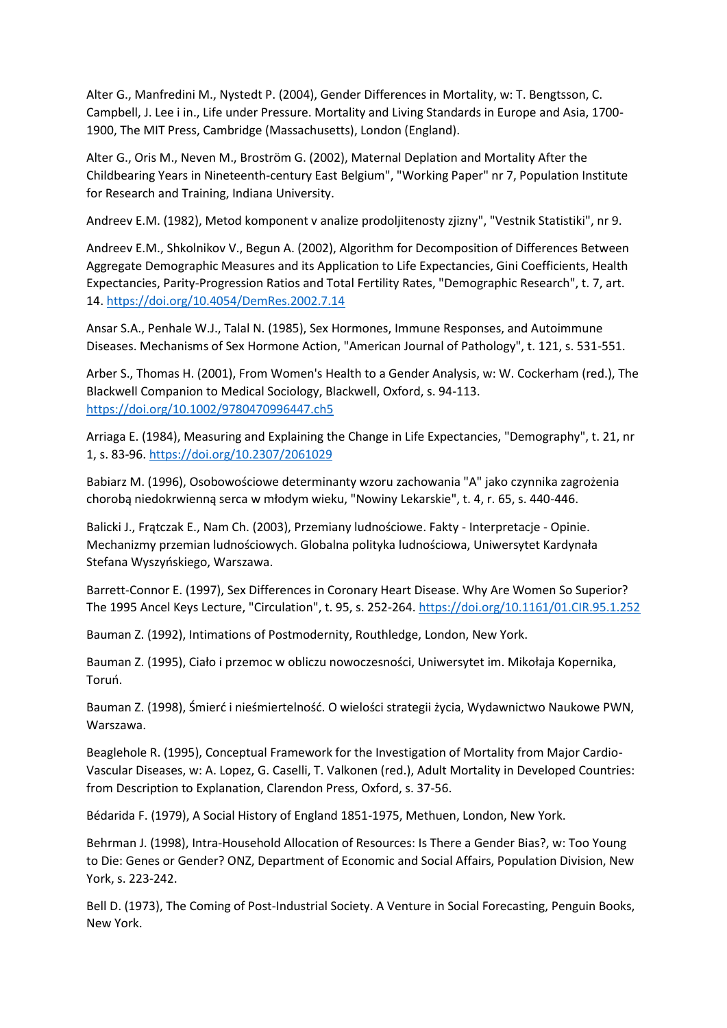Alter G., Manfredini M., Nystedt P. (2004), Gender Differences in Mortality, w: T. Bengtsson, C. Campbell, J. Lee i in., Life under Pressure. Mortality and Living Standards in Europe and Asia, 1700-1900, The MIT Press, Cambridge (Massachusetts), London (England).

Alter G., Oris M., Neven M., Broström G. (2002), Maternal Deplation and Mortality After the Childbearing Years in Nineteenth-century East Belgium", "Working Paper" nr 7, Population Institute for Research and Training, Indiana University.

Andreev E.M. (1982), Metod komponent v analize prodoljitenosty zjizny", "Vestnik Statistiki", nr 9.

Andreev E.M., Shkolnikov V., Begun A. (2002), Algorithm for Decomposition of Differences Between Aggregate Demographic Measures and its Application to Life Expectancies, Gini Coefficients, Health Expectancies, Parity-Progression Ratios and Total Fertility Rates, "Demographic Research", t. 7, art. 14. https://doi.org/10.4054/DemRes.2002.7.14

Ansar S.A., Penhale W.J., Talal N. (1985), Sex Hormones, Immune Responses, and Autoimmune Diseases. Mechanisms of Sex Hormone Action, "American Journal of Pathology", t. 121, s. 531-551.

Arber S., Thomas H. (2001), From Women's Health to a Gender Analysis, w: W. Cockerham (red.), The Blackwell Companion to Medical Sociology, Blackwell, Oxford, s. 94-113. https://doi.org/10.1002/9780470996447.ch5

Arriaga E. (1984), Measuring and Explaining the Change in Life Expectancies, "Demography", t. 21, nr 1, s. 83-96. https://doi.org/10.2307/2061029

Babiarz M. (1996), Osobowościowe determinanty wzoru zachowania "A" jako czynnika zagrożenia chorobą niedokrwienną serca w młodym wieku, "Nowiny Lekarskie", t. 4, r. 65, s. 440-446.

Balicki J., Frątczak E., Nam Ch. (2003), Przemiany ludnościowe. Fakty - Interpretacje - Opinie. Mechanizmy przemian ludnościowych. Globalna polityka ludnościowa, Uniwersytet Kardynała Stefana Wyszyńskiego, Warszawa.

Barrett-Connor E. (1997), Sex Differences in Coronary Heart Disease. Why Are Women So Superior? The 1995 Ancel Keys Lecture, "Circulation", t. 95, s. 252-264. https://doi.org/10.1161/01.CIR.95.1.252

Bauman Z. (1992), Intimations of Postmodernity, Routhledge, London, New York.

Bauman Z. (1995), Ciało i przemoc w obliczu nowoczesności, Uniwersytet im. Mikołaja Kopernika, Toruń.

Bauman Z. (1998), Śmierć i nieśmiertelność. O wielości strategii życia, Wydawnictwo Naukowe PWN, Warszawa.

Beaglehole R. (1995), Conceptual Framework for the Investigation of Mortality from Major Cardio-Vascular Diseases, w: A. Lopez, G. Caselli, T. Valkonen (red.), Adult Mortality in Developed Countries: from Description to Explanation, Clarendon Press, Oxford, s. 37-56.

Bédarida F. (1979), A Social History of England 1851-1975, Methuen, London, New York.

Behrman J. (1998), Intra-Household Allocation of Resources: Is There a Gender Bias?, w: Too Young to Die: Genes or Gender? ONZ, Department of Economic and Social Affairs, Population Division, New York, s. 223-242.

Bell D. (1973), The Coming of Post-Industrial Society. A Venture in Social Forecasting, Penguin Books, New York.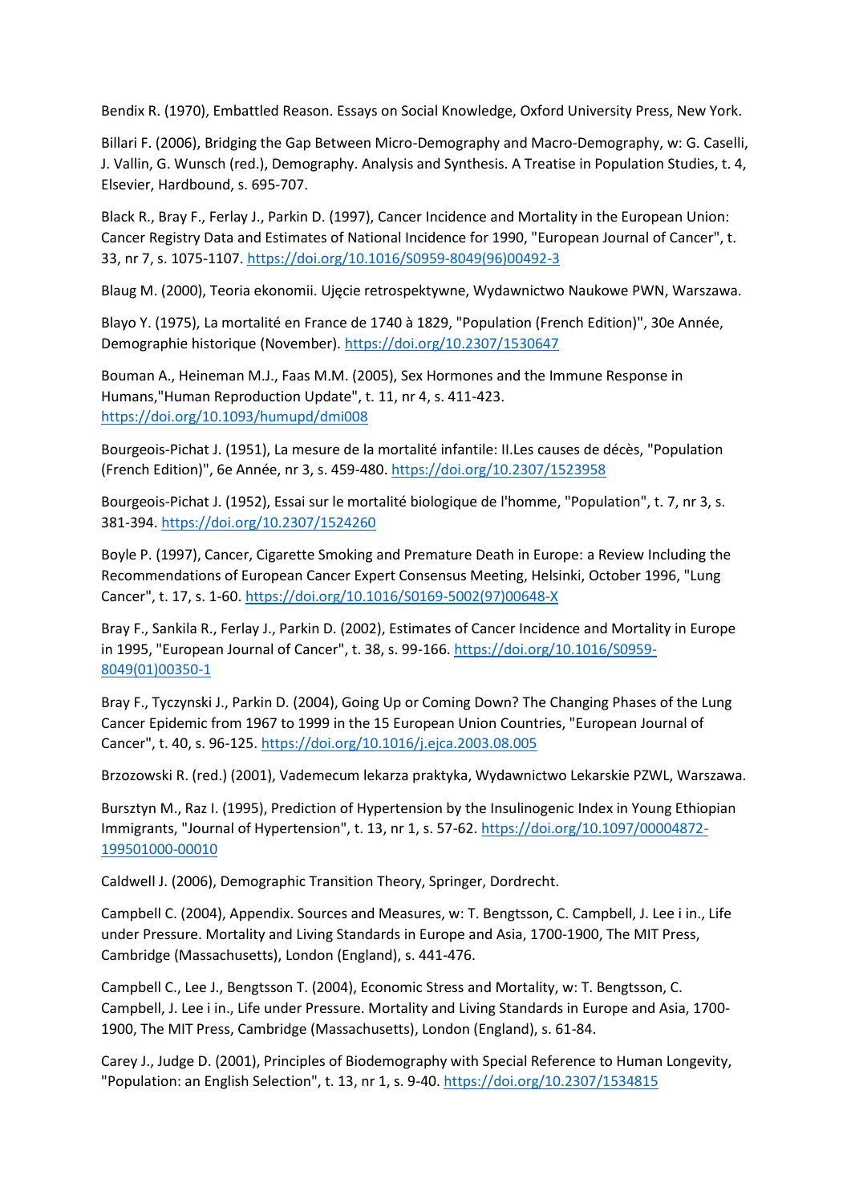Bendix R. (1970), Embattled Reason. Essays on Social Knowledge, Oxford University Press, New York.

Billari F. (2006), Bridging the Gap Between Micro-Demography and Macro-Demography, w: G. Caselli, J. Vallin, G. Wunsch (red.), Demography. Analysis and Synthesis. A Treatise in Population Studies, t. 4, Elsevier, Hardbound, s. 695-707.

Black R., Bray F., Ferlay J., Parkin D. (1997), Cancer Incidence and Mortality in the European Union: Cancer Registry Data and Estimates of National Incidence for 1990, "European Journal of Cancer", t. 33, nr 7, s. 1075-1107. https://doi.org/10.1016/S0959-8049(96)00492-3

Blaug M. (2000), Teoria ekonomii. Ujęcie retrospektywne, Wydawnictwo Naukowe PWN, Warszawa.

Blayo Y. (1975), La mortalité en France de 1740 à 1829, "Population (French Edition)", 30e Année, Demographie historique (November). https://doi.org/10.2307/1530647

Bouman A., Heineman M.J., Faas M.M. (2005), Sex Hormones and the Immune Response in Humans,"Human Reproduction Update", t. 11, nr 4, s. 411-423. https://doi.org/10.1093/humupd/dmi008

Bourgeois-Pichat J. (1951), La mesure de la mortalité infantile: II.Les causes de décès, "Population (French Edition)", 6e Année, nr 3, s. 459-480. https://doi.org/10.2307/1523958

Bourgeois-Pichat J. (1952), Essai sur le mortalité biologique de l'homme, "Population", t. 7, nr 3, s. 381-394. https://doi.org/10.2307/1524260

Boyle P. (1997), Cancer, Cigarette Smoking and Premature Death in Europe: a Review Including the Recommendations of European Cancer Expert Consensus Meeting, Helsinki, October 1996, "Lung Cancer", t. 17, s. 1-60. https://doi.org/10.1016/S0169-5002(97)00648-X

Bray F., Sankila R., Ferlay J., Parkin D. (2002), Estimates of Cancer Incidence and Mortality in Europe in 1995, "European Journal of Cancer", t. 38, s. 99-166. https://doi.org/10.1016/S0959-8049(01)00350-1

Bray F., Tyczynski J., Parkin D. (2004), Going Up or Coming Down? The Changing Phases of the Lung Cancer Epidemic from 1967 to 1999 in the 15 European Union Countries, "European Journal of Cancer", t. 40, s. 96-125. https://doi.org/10.1016/j.ejca.2003.08.005

Brzozowski R. (red.) (2001), Vademecum lekarza praktyka, Wydawnictwo Lekarskie PZWL, Warszawa.

Bursztyn M., Raz I. (1995), Prediction of Hypertension by the Insulinogenic Index in Young Ethiopian Immigrants, "Journal of Hypertension", t. 13, nr 1, s. 57-62. https://doi.org/10.1097/00004872-199501000-00010

Caldwell J. (2006), Demographic Transition Theory, Springer, Dordrecht.

Campbell C. (2004), Appendix. Sources and Measures, w: T. Bengtsson, C. Campbell, J. Lee i in., Life under Pressure. Mortality and Living Standards in Europe and Asia, 1700-1900, The MIT Press, Cambridge (Massachusetts), London (England), s. 441-476.

Campbell C., Lee J., Bengtsson T. (2004), Economic Stress and Mortality, w: T. Bengtsson, C. Campbell, J. Lee i in., Life under Pressure. Mortality and Living Standards in Europe and Asia, 1700-1900, The MIT Press, Cambridge (Massachusetts), London (England), s. 61-84.

Carey J., Judge D. (2001), Principles of Biodemography with Special Reference to Human Longevity, "Population: an English Selection", t. 13, nr 1, s. 9-40. https://doi.org/10.2307/1534815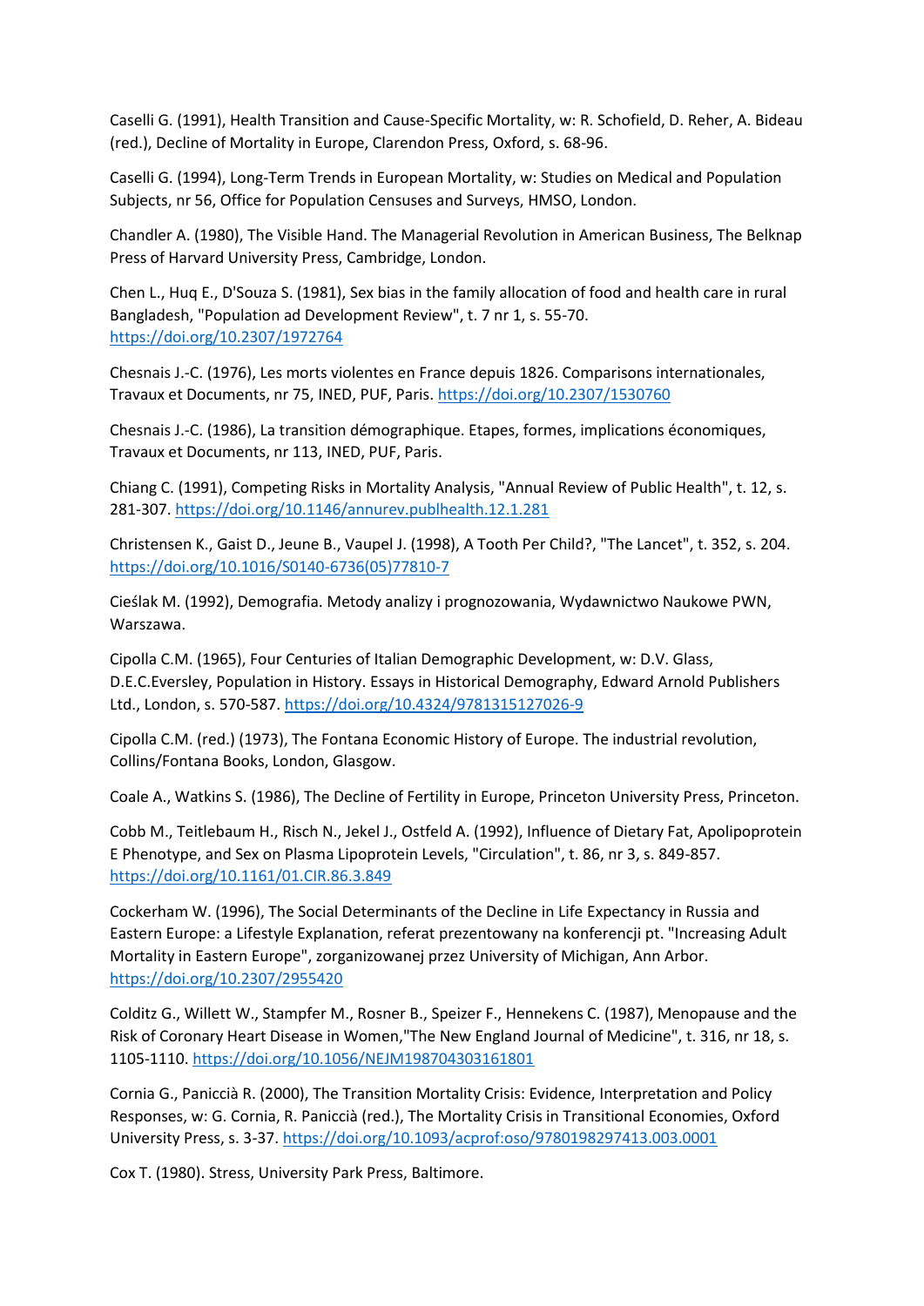Caselli G. (1991), Health Transition and Cause-Specific Mortality, w: R. Schofield, D. Reher, A. Bideau (red.), Decline of Mortality in Europe, Clarendon Press, Oxford, s. 68-96.

Caselli G. (1994), Long-Term Trends in European Mortality, w: Studies on Medical and Population Subjects, nr 56, Office for Population Censuses and Surveys, HMSO, London.

Chandler A. (1980), The Visible Hand. The Managerial Revolution in American Business, The Belknap Press of Harvard University Press, Cambridge, London.

Chen L., Huq E., D'Souza S. (1981), Sex bias in the family allocation of food and health care in rural Bangladesh, "Population ad Development Review", t. 7 nr 1, s. 55-70. https://doi.org/10.2307/1972764

Chesnais J.-C. (1976), Les morts violentes en France depuis 1826. Comparisons internationales, Travaux et Documents, nr 75, INED, PUF, Paris. https://doi.org/10.2307/1530760

Chesnais J.-C. (1986), La transition démographique. Etapes, formes, implications économiques, Travaux et Documents, nr 113, INED, PUF, Paris.

Chiang C. (1991), Competing Risks in Mortality Analysis, "Annual Review of Public Health", t. 12, s. 281-307. https://doi.org/10.1146/annurev.publhealth.12.1.281

Christensen K., Gaist D., Jeune B., Vaupel J. (1998), A Tooth Per Child?, "The Lancet", t. 352, s. 204. https://doi.org/10.1016/S0140-6736(05)77810-7

Cieślak M. (1992), Demografia. Metody analizy i prognozowania, Wydawnictwo Naukowe PWN, Warszawa.

Cipolla C.M. (1965), Four Centuries of Italian Demographic Development, w: D.V. Glass, D.E.C.Eversley, Population in History. Essays in Historical Demography, Edward Arnold Publishers Ltd., London, s. 570-587. https://doi.org/10.4324/9781315127026-9

Cipolla C.M. (red.) (1973), The Fontana Economic History of Europe. The industrial revolution, Collins/Fontana Books, London, Glasgow.

Coale A., Watkins S. (1986), The Decline of Fertility in Europe, Princeton University Press, Princeton.

Cobb M., Teitlebaum H., Risch N., Jekel J., Ostfeld A. (1992), Influence of Dietary Fat, Apolipoprotein E Phenotype, and Sex on Plasma Lipoprotein Levels, "Circulation", t. 86, nr 3, s. 849-857. https://doi.org/10.1161/01.CIR.86.3.849

Cockerham W. (1996), The Social Determinants of the Decline in Life Expectancy in Russia and Eastern Europe: a Lifestyle Explanation, referat prezentowany na konferencji pt. "Increasing Adult Mortality in Eastern Europe", zorganizowanej przez University of Michigan, Ann Arbor. https://doi.org/10.2307/2955420

Colditz G., Willett W., Stampfer M., Rosner B., Speizer F., Hennekens C. (1987), Menopause and the Risk of Coronary Heart Disease in Women,"The New England Journal of Medicine", t. 316, nr 18, s. 1105-1110. https://doi.org/10.1056/NEJM198704303161801

Cornia G., Paniccià R. (2000), The Transition Mortality Crisis: Evidence, Interpretation and Policy Responses, w: G. Cornia, R. Paniccià (red.), The Mortality Crisis in Transitional Economies, Oxford University Press, s. 3-37. https://doi.org/10.1093/acprof:oso/9780198297413.003.0001

Cox T. (1980). Stress, University Park Press, Baltimore.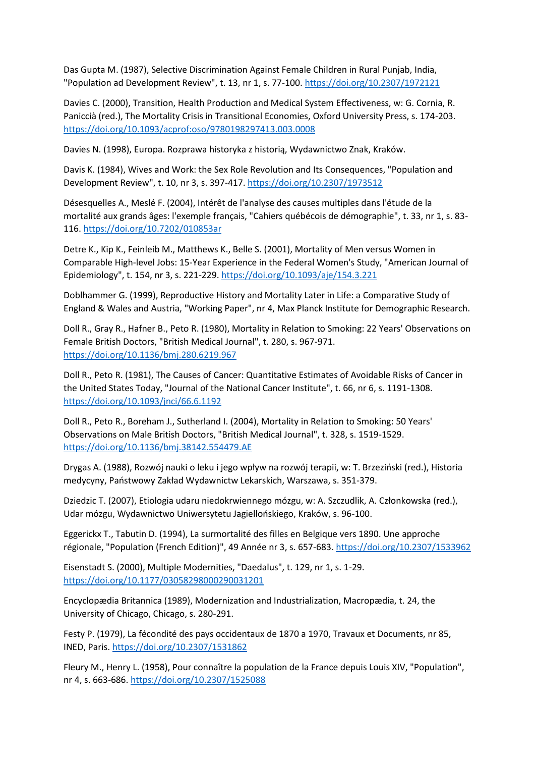Das Gupta M. (1987), Selective Discrimination Against Female Children in Rural Punjab, India, "Population ad Development Review", t. 13, nr 1, s. 77-100. https://doi.org/10.2307/1972121

Davies C. (2000), Transition, Health Production and Medical System Effectiveness, w: G. Cornia, R. Paniccià (red.), The Mortality Crisis in Transitional Economies, Oxford University Press, s. 174-203. https://doi.org/10.1093/acprof:oso/9780198297413.003.0008

Davies N. (1998), Europa. Rozprawa historyka z historią, Wydawnictwo Znak, Kraków.

Davis K. (1984), Wives and Work: the Sex Role Revolution and Its Consequences, "Population and Development Review", t. 10, nr 3, s. 397-417. https://doi.org/10.2307/1973512

Désesquelles A., Meslé F. (2004), Intérêt de l'analyse des causes multiples dans l'étude de la mortalité aux grands âges: l'exemple français, "Cahiers québécois de démographie", t. 33, nr 1, s. 83-116. https://doi.org/10.7202/010853ar

Detre K., Kip K., Feinleib M., Matthews K., Belle S. (2001), Mortality of Men versus Women in Comparable High-level Jobs: 15-Year Experience in the Federal Women's Study, "American Journal of Epidemiology", t. 154, nr 3, s. 221-229. https://doi.org/10.1093/aje/154.3.221

Doblhammer G. (1999), Reproductive History and Mortality Later in Life: a Comparative Study of England & Wales and Austria, "Working Paper", nr 4, Max Planck Institute for Demographic Research.

Doll R., Gray R., Hafner B., Peto R. (1980), Mortality in Relation to Smoking: 22 Years' Observations on Female British Doctors, "British Medical Journal", t. 280, s. 967-971. https://doi.org/10.1136/bmj.280.6219.967

Doll R., Peto R. (1981), The Causes of Cancer: Quantitative Estimates of Avoidable Risks of Cancer in the United States Today, "Journal of the National Cancer Institute", t. 66, nr 6, s. 1191-1308. https://doi.org/10.1093/jnci/66.6.1192

Doll R., Peto R., Boreham J., Sutherland I. (2004), Mortality in Relation to Smoking: 50 Years' Observations on Male British Doctors, "British Medical Journal", t. 328, s. 1519-1529. https://doi.org/10.1136/bmj.38142.554479.AE

Drygas A. (1988), Rozwój nauki o leku i jego wpływ na rozwój terapii, w: T. Brzeziński (red.), Historia medycyny, Państwowy Zakład Wydawnictw Lekarskich, Warszawa, s. 351-379.

Dziedzic T. (2007), Etiologia udaru niedokrwiennego mózgu, w: A. Szczudlik, A. Członkowska (red.), Udar mózgu, Wydawnictwo Uniwersytetu Jagiellońskiego, Kraków, s. 96-100.

Eggerickx T., Tabutin D. (1994), La surmortalité des filles en Belgique vers 1890. Une approche régionale, "Population (French Edition)", 49 Année nr 3, s. 657-683. https://doi.org/10.2307/1533962

Eisenstadt S. (2000), Multiple Modernities, "Daedalus", t. 129, nr 1, s. 1-29. https://doi.org/10.1177/03058298000290031201

Encyclopædia Britannica (1989), Modernization and Industrialization, Macropædia, t. 24, the University of Chicago, Chicago, s. 280-291.

Festy P. (1979), La fécondité des pays occidentaux de 1870 a 1970, Travaux et Documents, nr 85, INED, Paris. https://doi.org/10.2307/1531862

Fleury M., Henry L. (1958), Pour connaître la population de la France depuis Louis XIV, "Population", nr 4, s. 663-686. https://doi.org/10.2307/1525088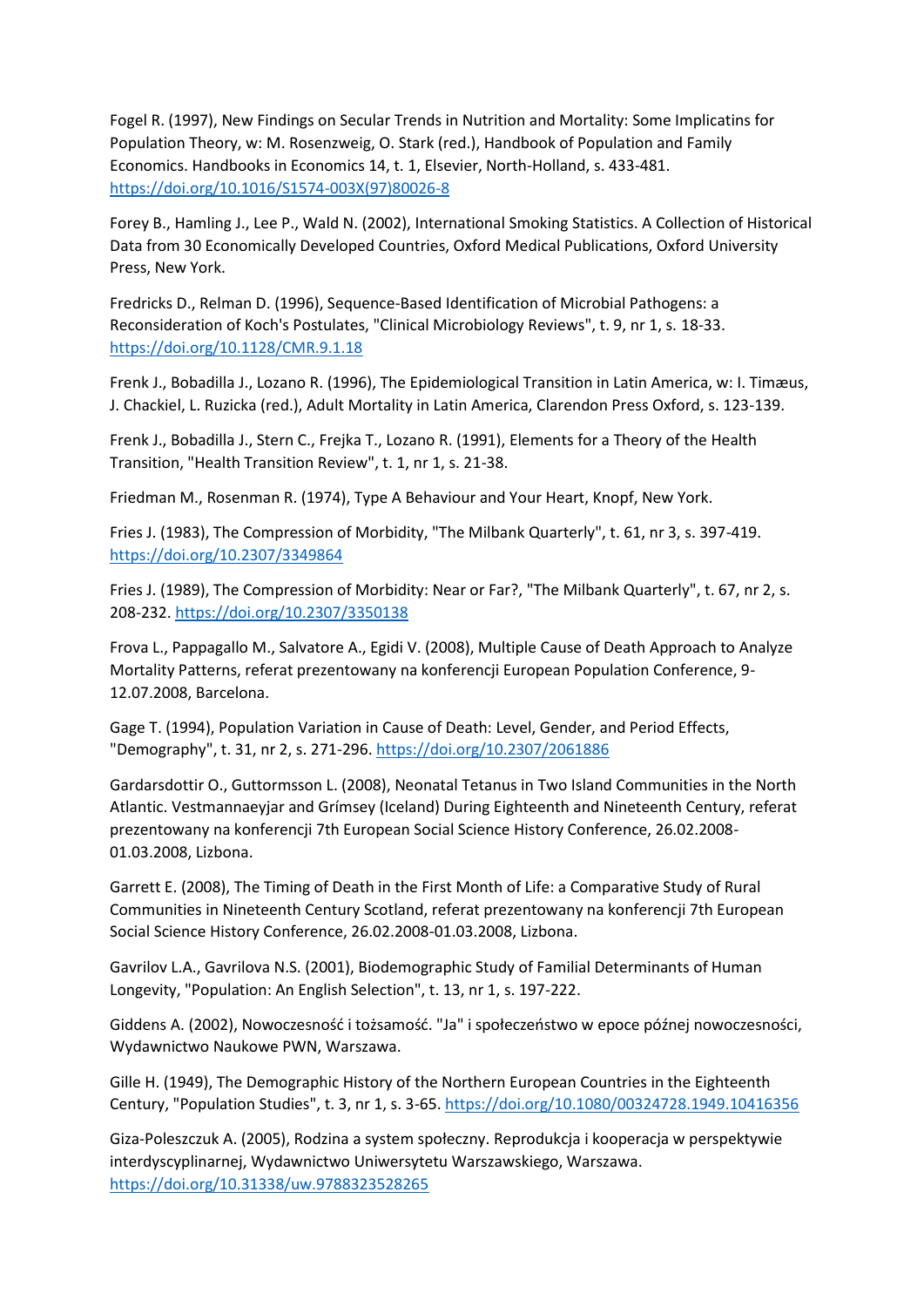Fogel R. (1997), New Findings on Secular Trends in Nutrition and Mortality: Some Implicatins for Population Theory, w: M. Rosenzweig, O. Stark (red.), Handbook of Population and Family Economics. Handbooks in Economics 14, t. 1, Elsevier, North-Holland, s. 433-481. https://doi.org/10.1016/S1574-003X(97)80026-8

Forey B., Hamling J., Lee P., Wald N. (2002), International Smoking Statistics. A Collection of Historical Data from 30 Economically Developed Countries, Oxford Medical Publications, Oxford University Press, New York.

Fredricks D., Relman D. (1996), Sequence-Based Identification of Microbial Pathogens: a Reconsideration of Koch's Postulates, "Clinical Microbiology Reviews", t. 9, nr 1, s. 18-33. https://doi.org/10.1128/CMR.9.1.18

Frenk J., Bobadilla J., Lozano R. (1996), The Epidemiological Transition in Latin America, w: I. Timæus, J. Chackiel, L. Ruzicka (red.), Adult Mortality in Latin America, Clarendon Press Oxford, s. 123-139.

Frenk J., Bobadilla J., Stern C., Frejka T., Lozano R. (1991), Elements for a Theory of the Health Transition, "Health Transition Review", t. 1, nr 1, s. 21-38.

Friedman M., Rosenman R. (1974), Type A Behaviour and Your Heart, Knopf, New York.

Fries J. (1983), The Compression of Morbidity, "The Milbank Quarterly", t. 61, nr 3, s. 397-419. https://doi.org/10.2307/3349864

Fries J. (1989), The Compression of Morbidity: Near or Far?, "The Milbank Quarterly", t. 67, nr 2, s. 208-232. https://doi.org/10.2307/3350138

Frova L., Pappagallo M., Salvatore A., Egidi V. (2008), Multiple Cause of Death Approach to Analyze Mortality Patterns, referat prezentowany na konferencji European Population Conference, 9-12.07.2008, Barcelona.

Gage T. (1994), Population Variation in Cause of Death: Level, Gender, and Period Effects, "Demography", t. 31, nr 2, s. 271-296. https://doi.org/10.2307/2061886

Gardarsdottir O., Guttormsson L. (2008), Neonatal Tetanus in Two Island Communities in the North Atlantic. Vestmannaeyjar and Grímsey (Iceland) During Eighteenth and Nineteenth Century, referat prezentowany na konferencji 7th European Social Science History Conference, 26.02.2008-01.03.2008, Lizbona.

Garrett E. (2008), The Timing of Death in the First Month of Life: a Comparative Study of Rural Communities in Nineteenth Century Scotland, referat prezentowany na konferencji 7th European Social Science History Conference, 26.02.2008-01.03.2008, Lizbona.

Gavrilov L.A., Gavrilova N.S. (2001), Biodemographic Study of Familial Determinants of Human Longevity, "Population: An English Selection", t. 13, nr 1, s. 197-222.

Giddens A. (2002), Nowoczesność i tożsamość. "Ja" i społeczeństwo w epoce późnej nowoczesności, Wydawnictwo Naukowe PWN, Warszawa.

Gille H. (1949), The Demographic History of the Northern European Countries in the Eighteenth Century, "Population Studies", t. 3, nr 1, s. 3-65. https://doi.org/10.1080/00324728.1949.10416356

Giza-Poleszczuk A. (2005), Rodzina a system społeczny. Reprodukcja i kooperacja w perspektywie interdyscyplinarnej, Wydawnictwo Uniwersytetu Warszawskiego, Warszawa. https://doi.org/10.31338/uw.9788323528265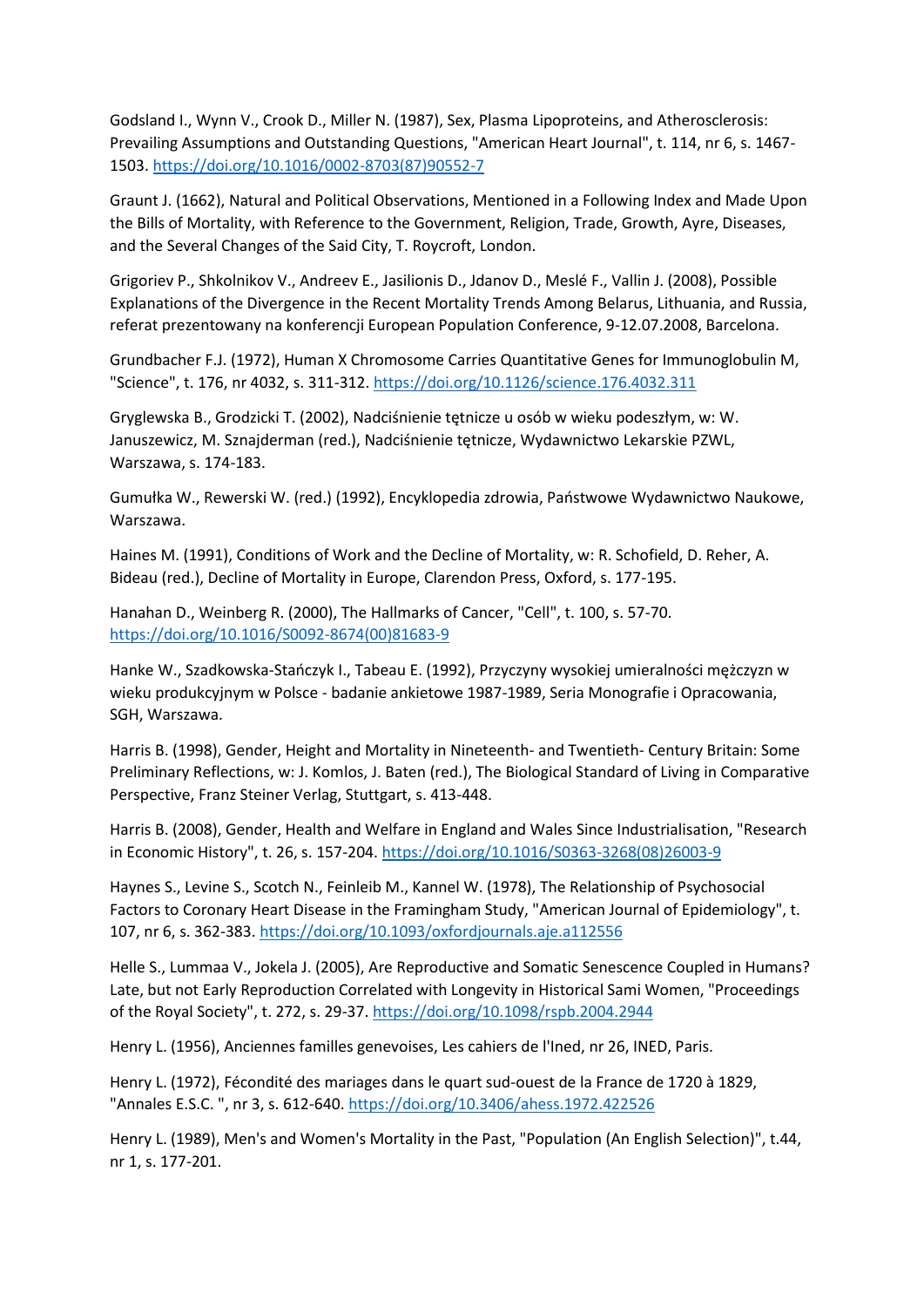Godsland I., Wynn V., Crook D., Miller N. (1987), Sex, Plasma Lipoproteins, and Atherosclerosis: Prevailing Assumptions and Outstanding Questions, "American Heart Journal", t. 114, nr 6, s. 1467-1503. https://doi.org/10.1016/0002-8703(87)90552-7

Graunt J. (1662), Natural and Political Observations, Mentioned in a Following Index and Made Upon the Bills of Mortality, with Reference to the Government, Religion, Trade, Growth, Ayre, Diseases, and the Several Changes of the Said City, T. Roycroft, London.

Grigoriev P., Shkolnikov V., Andreev E., Jasilionis D., Jdanov D., Meslé F., Vallin J. (2008), Possible Explanations of the Divergence in the Recent Mortality Trends Among Belarus, Lithuania, and Russia, referat prezentowany na konferencji European Population Conference, 9-12.07.2008, Barcelona.

Grundbacher F.J. (1972), Human X Chromosome Carries Quantitative Genes for Immunoglobulin M, "Science", t. 176, nr 4032, s. 311-312. https://doi.org/10.1126/science.176.4032.311

Gryglewska B., Grodzicki T. (2002), Nadciśnienie tętnicze u osób w wieku podeszłym, w: W. Januszewicz, M. Sznajderman (red.), Nadciśnienie tętnicze, Wydawnictwo Lekarskie PZWL, Warszawa, s. 174-183.

Gumułka W., Rewerski W. (red.) (1992), Encyklopedia zdrowia, Państwowe Wydawnictwo Naukowe, Warszawa.

Haines M. (1991), Conditions of Work and the Decline of Mortality, w: R. Schofield, D. Reher, A. Bideau (red.), Decline of Mortality in Europe, Clarendon Press, Oxford, s. 177-195.

Hanahan D., Weinberg R. (2000), The Hallmarks of Cancer, "Cell", t. 100, s. 57-70. https://doi.org/10.1016/S0092-8674(00)81683-9

Hanke W., Szadkowska-Stańczyk I., Tabeau E. (1992), Przyczyny wysokiej umieralności mężczyzn w wieku produkcyjnym w Polsce - badanie ankietowe 1987-1989, Seria Monografie i Opracowania, SGH, Warszawa.

Harris B. (1998), Gender, Height and Mortality in Nineteenth- and Twentieth- Century Britain: Some Preliminary Reflections, w: J. Komlos, J. Baten (red.), The Biological Standard of Living in Comparative Perspective, Franz Steiner Verlag, Stuttgart, s. 413-448.

Harris B. (2008), Gender, Health and Welfare in England and Wales Since Industrialisation, "Research in Economic History", t. 26, s. 157-204. https://doi.org/10.1016/S0363-3268(08)26003-9

Haynes S., Levine S., Scotch N., Feinleib M., Kannel W. (1978), The Relationship of Psychosocial Factors to Coronary Heart Disease in the Framingham Study, "American Journal of Epidemiology", t. 107, nr 6, s. 362-383. https://doi.org/10.1093/oxfordjournals.aje.a112556

Helle S., Lummaa V., Jokela J. (2005), Are Reproductive and Somatic Senescence Coupled in Humans? Late, but not Early Reproduction Correlated with Longevity in Historical Sami Women, "Proceedings of the Royal Society", t. 272, s. 29-37. https://doi.org/10.1098/rspb.2004.2944

Henry L. (1956), Anciennes familles genevoises, Les cahiers de l'Ined, nr 26, INED, Paris.

Henry L. (1972), Fécondité des mariages dans le quart sud-ouest de la France de 1720 à 1829, "Annales E.S.C. ", nr 3, s. 612-640. https://doi.org/10.3406/ahess.1972.422526

Henry L. (1989), Men's and Women's Mortality in the Past, "Population (An English Selection)", t.44, nr 1, s. 177-201.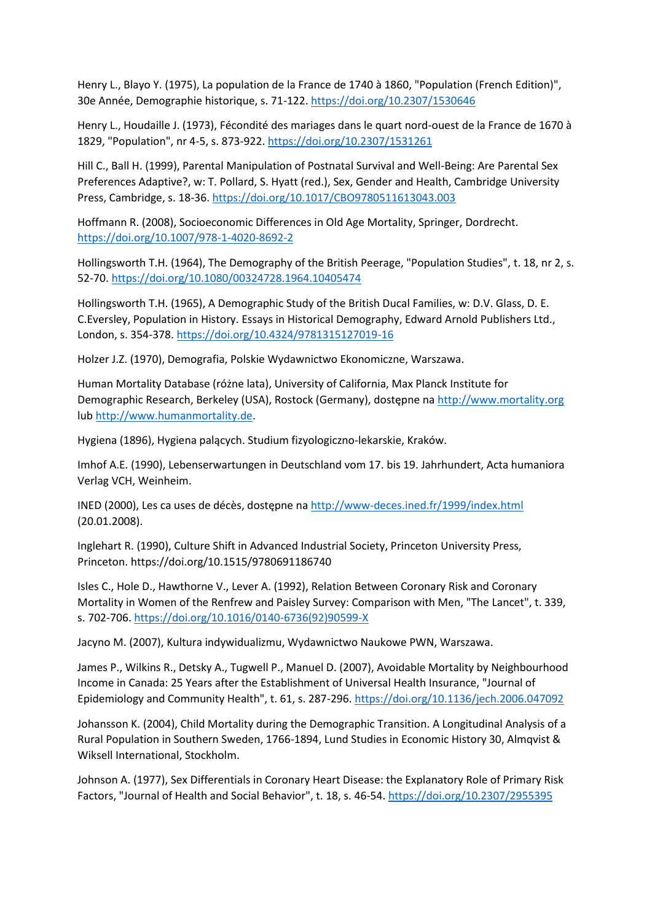Henry L., Blayo Y. (1975), La population de la France de 1740 à 1860, "Population (French Edition)", 30e Année, Demographie historique, s. 71-122. https://doi.org/10.2307/1530646

Henry L., Houdaille J. (1973), Fécondité des mariages dans le quart nord-ouest de la France de 1670 à 1829, "Population", nr 4-5, s. 873-922. https://doi.org/10.2307/1531261

Hill C., Ball H. (1999), Parental Manipulation of Postnatal Survival and Well-Being: Are Parental Sex Preferences Adaptive?, w: T. Pollard, S. Hyatt (red.), Sex, Gender and Health, Cambridge University Press, Cambridge, s. 18-36. https://doi.org/10.1017/CBO9780511613043.003

Hoffmann R. (2008), Socioeconomic Differences in Old Age Mortality, Springer, Dordrecht. https://doi.org/10.1007/978-1-4020-8692-2

Hollingsworth T.H. (1964), The Demography of the British Peerage, "Population Studies", t. 18, nr 2, s. 52-70. https://doi.org/10.1080/00324728.1964.10405474

Hollingsworth T.H. (1965), A Demographic Study of the British Ducal Families, w: D.V. Glass, D. E. C.Eversley, Population in History. Essays in Historical Demography, Edward Arnold Publishers Ltd., London, s. 354-378. https://doi.org/10.4324/9781315127019-16

Holzer J.Z. (1970), Demografia, Polskie Wydawnictwo Ekonomiczne, Warszawa.

Human Mortality Database (różne lata), University of California, Max Planck Institute for Demographic Research, Berkeley (USA), Rostock (Germany), dostępne na http://www.mortality.org lub http://www.humanmortality.de.

Hygiena (1896), Hygiena palących. Studium fizyologiczno-lekarskie, Kraków.

Imhof A.E. (1990), Lebenserwartungen in Deutschland vom 17. bis 19. Jahrhundert, Acta humaniora Verlag VCH, Weinheim.

INED (2000), Les ca uses de décès, dostępne na http://www-deces.ined.fr/1999/index.html (20.01.2008).

Inglehart R. (1990), Culture Shift in Advanced Industrial Society, Princeton University Press, Princeton. https://doi.org/10.1515/9780691186740

Isles C., Hole D., Hawthorne V., Lever A. (1992), Relation Between Coronary Risk and Coronary Mortality in Women of the Renfrew and Paisley Survey: Comparison with Men, "The Lancet", t. 339, s. 702-706. https://doi.org/10.1016/0140-6736(92)90599-X

Jacyno M. (2007), Kultura indywidualizmu, Wydawnictwo Naukowe PWN, Warszawa.

James P., Wilkins R., Detsky A., Tugwell P., Manuel D. (2007), Avoidable Mortality by Neighbourhood Income in Canada: 25 Years after the Establishment of Universal Health Insurance, "Journal of Epidemiology and Community Health", t. 61, s. 287-296. https://doi.org/10.1136/jech.2006.047092

Johansson K. (2004), Child Mortality during the Demographic Transition. A Longitudinal Analysis of a Rural Population in Southern Sweden, 1766-1894, Lund Studies in Economic History 30, Almqvist & Wiksell International, Stockholm.

Johnson A. (1977), Sex Differentials in Coronary Heart Disease: the Explanatory Role of Primary Risk Factors, "Journal of Health and Social Behavior", t. 18, s. 46-54. https://doi.org/10.2307/2955395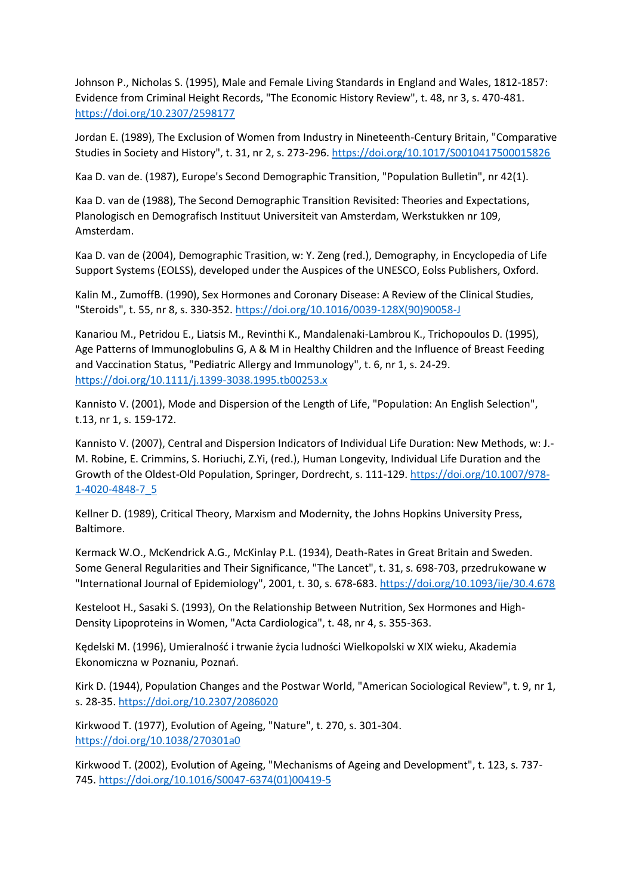Johnson P., Nicholas S. (1995), Male and Female Living Standards in England and Wales, 1812-1857: Evidence from Criminal Height Records, "The Economic History Review", t. 48, nr 3, s. 470-481. https://doi.org/10.2307/2598177

Jordan E. (1989), The Exclusion of Women from Industry in Nineteenth-Century Britain, "Comparative Studies in Society and History", t. 31, nr 2, s. 273-296. https://doi.org/10.1017/S0010417500015826

Kaa D. van de. (1987), Europe's Second Demographic Transition, "Population Bulletin", nr 42(1).

Kaa D. van de (1988), The Second Demographic Transition Revisited: Theories and Expectations, Planologisch en Demografisch Instituut Universiteit van Amsterdam, Werkstukken nr 109, Amsterdam.

Kaa D. van de (2004), Demographic Trasition, w: Y. Zeng (red.), Demography, in Encyclopedia of Life Support Systems (EOLSS), developed under the Auspices of the UNESCO, Eolss Publishers, Oxford.

Kalin M., ZumoffB. (1990), Sex Hormones and Coronary Disease: A Review of the Clinical Studies, "Steroids", t. 55, nr 8, s. 330-352. https://doi.org/10.1016/0039-128X(90)90058-J

Kanariou M., Petridou E., Liatsis M., Revinthi K., Mandalenaki-Lambrou K., Trichopoulos D. (1995), Age Patterns of Immunoglobulins G, A & M in Healthy Children and the Influence of Breast Feeding and Vaccination Status, "Pediatric Allergy and Immunology", t. 6, nr 1, s. 24-29. https://doi.org/10.1111/j.1399-3038.1995.tb00253.x

Kannisto V. (2001), Mode and Dispersion of the Length of Life, "Population: An English Selection", t.13, nr 1, s. 159-172.

Kannisto V. (2007), Central and Dispersion Indicators of Individual Life Duration: New Methods, w: J.-M. Robine, E. Crimmins, S. Horiuchi, Z.Yi, (red.), Human Longevity, Individual Life Duration and the Growth of the Oldest-Old Population, Springer, Dordrecht, s. 111-129. https://doi.org/10.1007/978-1-4020-4848-7_5

Kellner D. (1989), Critical Theory, Marxism and Modernity, the Johns Hopkins University Press, Baltimore.

Kermack W.O., McKendrick A.G., McKinlay P.L. (1934), Death-Rates in Great Britain and Sweden. Some General Regularities and Their Significance, "The Lancet", t. 31, s. 698-703, przedrukowane w "International Journal of Epidemiology", 2001, t. 30, s. 678-683. https://doi.org/10.1093/ije/30.4.678

Kesteloot H., Sasaki S. (1993), On the Relationship Between Nutrition, Sex Hormones and High-Density Lipoproteins in Women, "Acta Cardiologica", t. 48, nr 4, s. 355-363.

Kędelski M. (1996), Umieralność i trwanie życia ludności Wielkopolski w XIX wieku, Akademia Ekonomiczna w Poznaniu, Poznań.

Kirk D. (1944), Population Changes and the Postwar World, "American Sociological Review", t. 9, nr 1, s. 28-35. https://doi.org/10.2307/2086020

Kirkwood T. (1977), Evolution of Ageing, "Nature", t. 270, s. 301-304. https://doi.org/10.1038/270301a0

Kirkwood T. (2002), Evolution of Ageing, "Mechanisms of Ageing and Development", t. 123, s. 737-745. https://doi.org/10.1016/S0047-6374(01)00419-5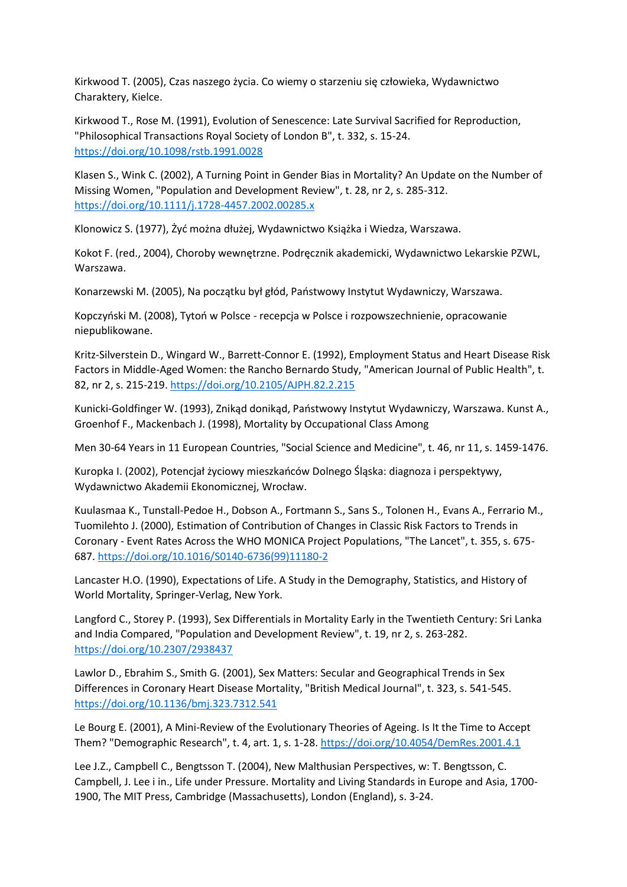Kirkwood T. (2005), Czas naszego życia. Co wiemy o starzeniu się człowieka, Wydawnictwo Charaktery, Kielce.

Kirkwood T., Rose M. (1991), Evolution of Senescence: Late Survival Sacrified for Reproduction, "Philosophical Transactions Royal Society of London B", t. 332, s. 15-24. https://doi.org/10.1098/rstb.1991.0028

Klasen S., Wink C. (2002), A Turning Point in Gender Bias in Mortality? An Update on the Number of Missing Women, "Population and Development Review", t. 28, nr 2, s. 285-312. https://doi.org/10.1111/j.1728-4457.2002.00285.x

Klonowicz S. (1977), Żyć można dłużej, Wydawnictwo Książka i Wiedza, Warszawa.

Kokot F. (red., 2004), Choroby wewnętrzne. Podręcznik akademicki, Wydawnictwo Lekarskie PZWL, Warszawa.

Konarzewski M. (2005), Na początku był głód, Państwowy Instytut Wydawniczy, Warszawa.

Kopczyński M. (2008), Tytoń w Polsce - recepcja w Polsce i rozpowszechnienie, opracowanie niepublikowane.

Kritz-Silverstein D., Wingard W., Barrett-Connor E. (1992), Employment Status and Heart Disease Risk Factors in Middle-Aged Women: the Rancho Bernardo Study, "American Journal of Public Health", t. 82, nr 2, s. 215-219. https://doi.org/10.2105/AJPH.82.2.215

Kunicki-Goldfinger W. (1993), Znikąd donikąd, Państwowy Instytut Wydawniczy, Warszawa. Kunst A., Groenhof F., Mackenbach J. (1998), Mortality by Occupational Class Among

Men 30-64 Years in 11 European Countries, "Social Science and Medicine", t. 46, nr 11, s. 1459-1476.

Kuropka I. (2002), Potencjał życiowy mieszkańców Dolnego Śląska: diagnoza i perspektywy, Wydawnictwo Akademii Ekonomicznej, Wrocław.

Kuulasmaa K., Tunstall-Pedoe H., Dobson A., Fortmann S., Sans S., Tolonen H., Evans A., Ferrario M., Tuomilehto J. (2000), Estimation of Contribution of Changes in Classic Risk Factors to Trends in Coronary - Event Rates Across the WHO MONICA Project Populations, "The Lancet", t. 355, s. 675-687. https://doi.org/10.1016/S0140-6736(99)11180-2

Lancaster H.O. (1990), Expectations of Life. A Study in the Demography, Statistics, and History of World Mortality, Springer-Verlag, New York.

Langford C., Storey P. (1993), Sex Differentials in Mortality Early in the Twentieth Century: Sri Lanka and India Compared, "Population and Development Review", t. 19, nr 2, s. 263-282. https://doi.org/10.2307/2938437

Lawlor D., Ebrahim S., Smith G. (2001), Sex Matters: Secular and Geographical Trends in Sex Differences in Coronary Heart Disease Mortality, "British Medical Journal", t. 323, s. 541-545. https://doi.org/10.1136/bmj.323.7312.541

Le Bourg E. (2001), A Mini-Review of the Evolutionary Theories of Ageing. Is It the Time to Accept Them? "Demographic Research", t. 4, art. 1, s. 1-28. https://doi.org/10.4054/DemRes.2001.4.1

Lee J.Z., Campbell C., Bengtsson T. (2004), New Malthusian Perspectives, w: T. Bengtsson, C. Campbell, J. Lee i in., Life under Pressure. Mortality and Living Standards in Europe and Asia, 1700-1900, The MIT Press, Cambridge (Massachusetts), London (England), s. 3-24.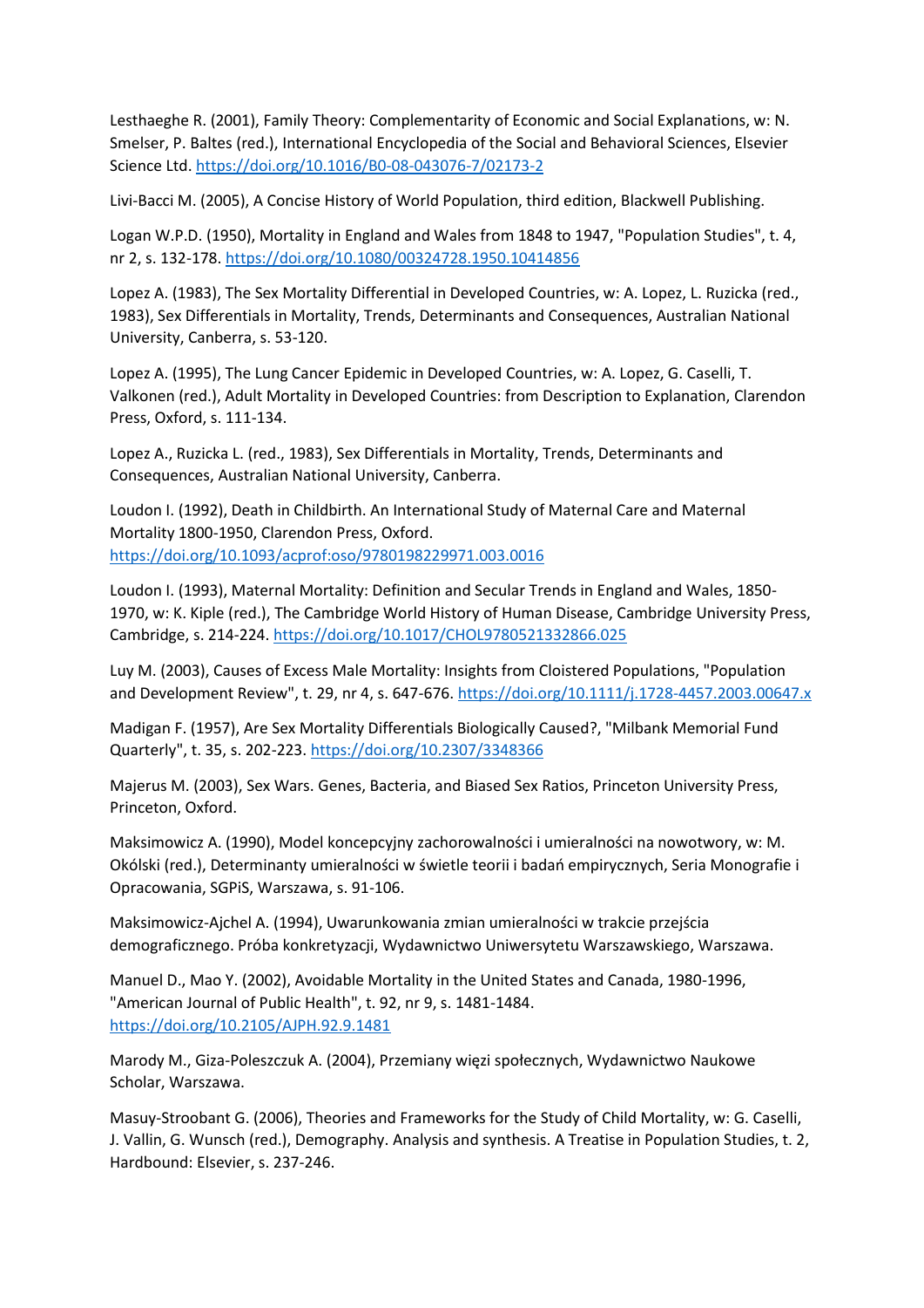Lesthaeghe R. (2001), Family Theory: Complementarity of Economic and Social Explanations, w: N. Smelser, P. Baltes (red.), International Encyclopedia of the Social and Behavioral Sciences, Elsevier Science Ltd. https://doi.org/10.1016/B0-08-043076-7/02173-2

Livi-Bacci M. (2005), A Concise History of World Population, third edition, Blackwell Publishing.

Logan W.P.D. (1950), Mortality in England and Wales from 1848 to 1947, "Population Studies", t. 4, nr 2, s. 132-178. https://doi.org/10.1080/00324728.1950.10414856

Lopez A. (1983), The Sex Mortality Differential in Developed Countries, w: A. Lopez, L. Ruzicka (red., 1983), Sex Differentials in Mortality, Trends, Determinants and Consequences, Australian National University, Canberra, s. 53-120.

Lopez A. (1995), The Lung Cancer Epidemic in Developed Countries, w: A. Lopez, G. Caselli, T. Valkonen (red.), Adult Mortality in Developed Countries: from Description to Explanation, Clarendon Press, Oxford, s. 111-134.

Lopez A., Ruzicka L. (red., 1983), Sex Differentials in Mortality, Trends, Determinants and Consequences, Australian National University, Canberra.

Loudon I. (1992), Death in Childbirth. An International Study of Maternal Care and Maternal Mortality 1800-1950, Clarendon Press, Oxford. https://doi.org/10.1093/acprof:oso/9780198229971.003.0016

Loudon I. (1993), Maternal Mortality: Definition and Secular Trends in England and Wales, 1850-1970, w: K. Kiple (red.), The Cambridge World History of Human Disease, Cambridge University Press, Cambridge, s. 214-224. https://doi.org/10.1017/CHOL9780521332866.025

Luy M. (2003), Causes of Excess Male Mortality: Insights from Cloistered Populations, "Population and Development Review", t. 29, nr 4, s. 647-676. https://doi.org/10.1111/j.1728-4457.2003.00647.x

Madigan F. (1957), Are Sex Mortality Differentials Biologically Caused?, "Milbank Memorial Fund Quarterly", t. 35, s. 202-223. https://doi.org/10.2307/3348366

Majerus M. (2003), Sex Wars. Genes, Bacteria, and Biased Sex Ratios, Princeton University Press, Princeton, Oxford.

Maksimowicz A. (1990), Model koncepcyjny zachorowalności i umieralności na nowotwory, w: M. Okólski (red.), Determinanty umieralności w świetle teorii i badań empirycznych, Seria Monografie i Opracowania, SGPiS, Warszawa, s. 91-106.

Maksimowicz-Ajchel A. (1994), Uwarunkowania zmian umieralności w trakcie przejścia demograficznego. Próba konkretyzacji, Wydawnictwo Uniwersytetu Warszawskiego, Warszawa.

Manuel D., Mao Y. (2002), Avoidable Mortality in the United States and Canada, 1980-1996, "American Journal of Public Health", t. 92, nr 9, s. 1481-1484. https://doi.org/10.2105/AJPH.92.9.1481

Marody M., Giza-Poleszczuk A. (2004), Przemiany więzi społecznych, Wydawnictwo Naukowe Scholar, Warszawa.

Masuy-Stroobant G. (2006), Theories and Frameworks for the Study of Child Mortality, w: G. Caselli, J. Vallin, G. Wunsch (red.), Demography. Analysis and synthesis. A Treatise in Population Studies, t. 2, Hardbound: Elsevier, s. 237-246.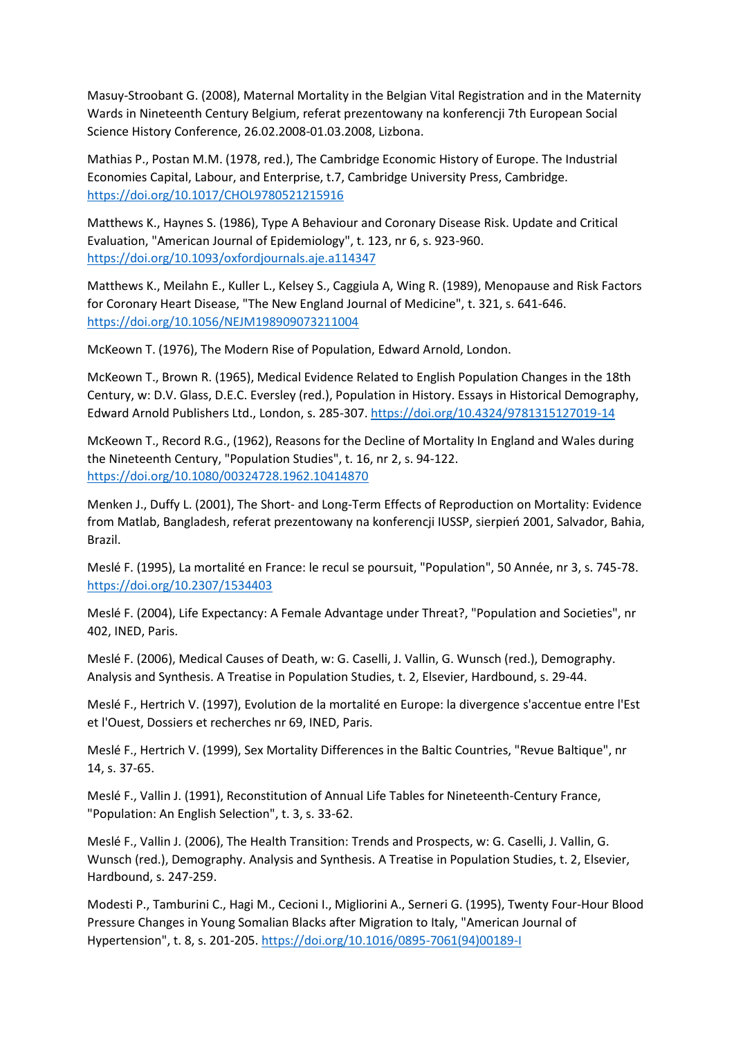Masuy-Stroobant G. (2008), Maternal Mortality in the Belgian Vital Registration and in the Maternity Wards in Nineteenth Century Belgium, referat prezentowany na konferencji 7th European Social Science History Conference, 26.02.2008-01.03.2008, Lizbona.

Mathias P., Postan M.M. (1978, red.), The Cambridge Economic History of Europe. The Industrial Economies Capital, Labour, and Enterprise, t.7, Cambridge University Press, Cambridge. https://doi.org/10.1017/CHOL9780521215916

Matthews K., Haynes S. (1986), Type A Behaviour and Coronary Disease Risk. Update and Critical Evaluation, "American Journal of Epidemiology", t. 123, nr 6, s. 923-960. https://doi.org/10.1093/oxfordjournals.aje.a114347

Matthews K., Meilahn E., Kuller L., Kelsey S., Caggiula A, Wing R. (1989), Menopause and Risk Factors for Coronary Heart Disease, "The New England Journal of Medicine", t. 321, s. 641-646. https://doi.org/10.1056/NEJM198909073211004

McKeown T. (1976), The Modern Rise of Population, Edward Arnold, London.

McKeown T., Brown R. (1965), Medical Evidence Related to English Population Changes in the 18th Century, w: D.V. Glass, D.E.C. Eversley (red.), Population in History. Essays in Historical Demography, Edward Arnold Publishers Ltd., London, s. 285-307. https://doi.org/10.4324/9781315127019-14

McKeown T., Record R.G., (1962), Reasons for the Decline of Mortality In England and Wales during the Nineteenth Century, "Population Studies", t. 16, nr 2, s. 94-122. https://doi.org/10.1080/00324728.1962.10414870

Menken J., Duffy L. (2001), The Short- and Long-Term Effects of Reproduction on Mortality: Evidence from Matlab, Bangladesh, referat prezentowany na konferencji IUSSP, sierpień 2001, Salvador, Bahia, Brazil.

Meslé F. (1995), La mortalité en France: le recul se poursuit, "Population", 50 Année, nr 3, s. 745-78. https://doi.org/10.2307/1534403

Meslé F. (2004), Life Expectancy: A Female Advantage under Threat?, "Population and Societies", nr 402, INED, Paris.

Meslé F. (2006), Medical Causes of Death, w: G. Caselli, J. Vallin, G. Wunsch (red.), Demography. Analysis and Synthesis. A Treatise in Population Studies, t. 2, Elsevier, Hardbound, s. 29-44.

Meslé F., Hertrich V. (1997), Evolution de la mortalité en Europe: la divergence s'accentue entre l'Est et l'Ouest, Dossiers et recherches nr 69, INED, Paris.

Meslé F., Hertrich V. (1999), Sex Mortality Differences in the Baltic Countries, "Revue Baltique", nr 14, s. 37-65.

Meslé F., Vallin J. (1991), Reconstitution of Annual Life Tables for Nineteenth-Century France, "Population: An English Selection", t. 3, s. 33-62.

Meslé F., Vallin J. (2006), The Health Transition: Trends and Prospects, w: G. Caselli, J. Vallin, G. Wunsch (red.), Demography. Analysis and Synthesis. A Treatise in Population Studies, t. 2, Elsevier, Hardbound, s. 247-259.

Modesti P., Tamburini C., Hagi M., Cecioni I., Migliorini A., Serneri G. (1995), Twenty Four-Hour Blood Pressure Changes in Young Somalian Blacks after Migration to Italy, "American Journal of Hypertension", t. 8, s. 201-205. https://doi.org/10.1016/0895-7061(94)00189-I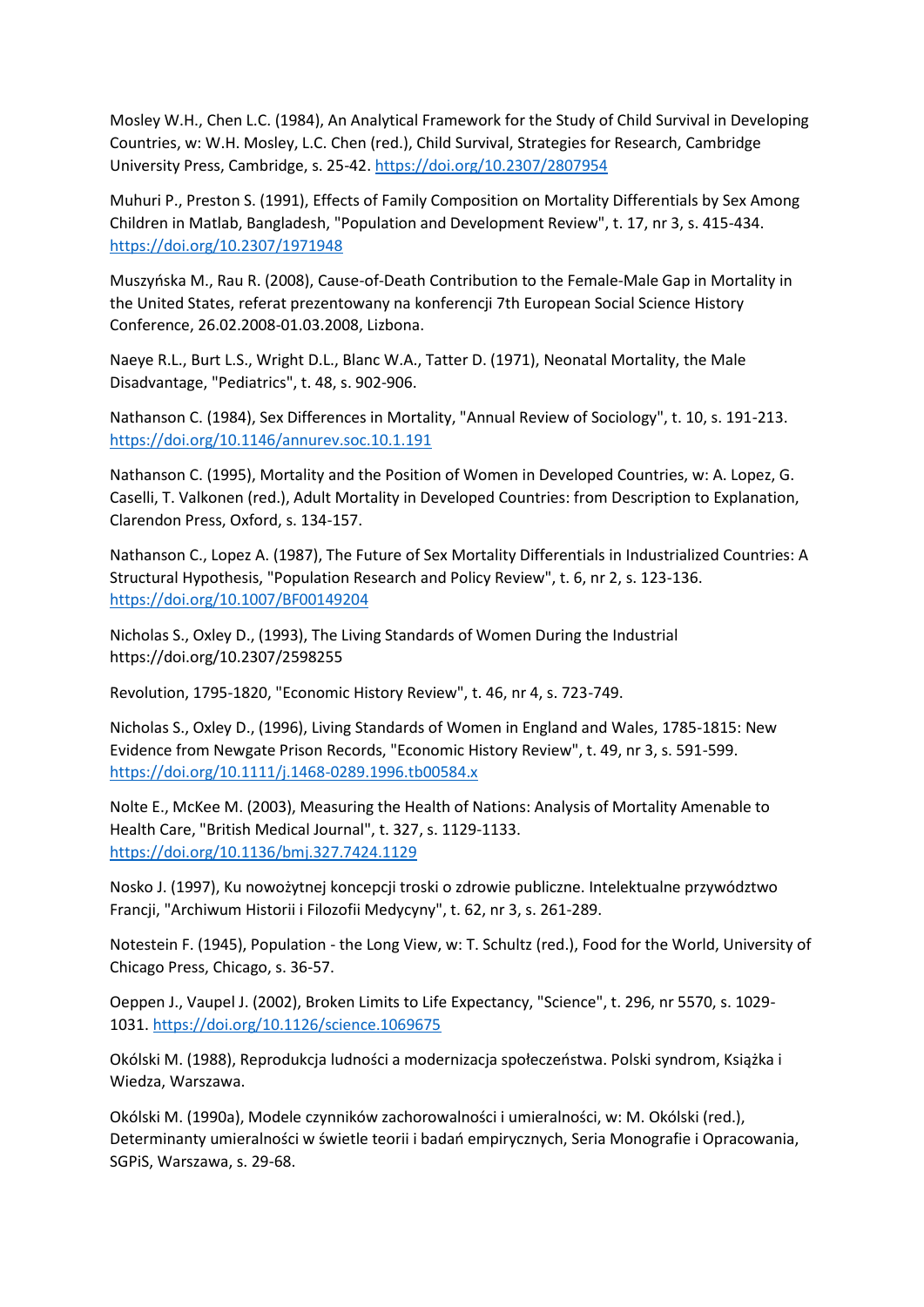Mosley W.H., Chen L.C. (1984), An Analytical Framework for the Study of Child Survival in Developing Countries, w: W.H. Mosley, L.C. Chen (red.), Child Survival, Strategies for Research, Cambridge University Press, Cambridge, s. 25-42. https://doi.org/10.2307/2807954

Muhuri P., Preston S. (1991), Effects of Family Composition on Mortality Differentials by Sex Among Children in Matlab, Bangladesh, "Population and Development Review", t. 17, nr 3, s. 415-434. https://doi.org/10.2307/1971948

Muszyńska M., Rau R. (2008), Cause-of-Death Contribution to the Female-Male Gap in Mortality in the United States, referat prezentowany na konferencji 7th European Social Science History Conference, 26.02.2008-01.03.2008, Lizbona.

Naeye R.L., Burt L.S., Wright D.L., Blanc W.A., Tatter D. (1971), Neonatal Mortality, the Male Disadvantage, "Pediatrics", t. 48, s. 902-906.

Nathanson C. (1984), Sex Differences in Mortality, "Annual Review of Sociology", t. 10, s. 191-213. https://doi.org/10.1146/annurev.soc.10.1.191

Nathanson C. (1995), Mortality and the Position of Women in Developed Countries, w: A. Lopez, G. Caselli, T. Valkonen (red.), Adult Mortality in Developed Countries: from Description to Explanation, Clarendon Press, Oxford, s. 134-157.

Nathanson C., Lopez A. (1987), The Future of Sex Mortality Differentials in Industrialized Countries: A Structural Hypothesis, "Population Research and Policy Review", t. 6, nr 2, s. 123-136. https://doi.org/10.1007/BF00149204

Nicholas S., Oxley D., (1993), The Living Standards of Women During the Industrial https://doi.org/10.2307/2598255

Revolution, 1795-1820, "Economic History Review", t. 46, nr 4, s. 723-749.

Nicholas S., Oxley D., (1996), Living Standards of Women in England and Wales, 1785-1815: New Evidence from Newgate Prison Records, "Economic History Review", t. 49, nr 3, s. 591-599. https://doi.org/10.1111/j.1468-0289.1996.tb00584.x

Nolte E., McKee M. (2003), Measuring the Health of Nations: Analysis of Mortality Amenable to Health Care, "British Medical Journal", t. 327, s. 1129-1133. https://doi.org/10.1136/bmj.327.7424.1129

Nosko J. (1997), Ku nowożytnej koncepcji troski o zdrowie publiczne. Intelektualne przywództwo Francji, "Archiwum Historii i Filozofii Medycyny", t. 62, nr 3, s. 261-289.

Notestein F. (1945), Population - the Long View, w: T. Schultz (red.), Food for the World, University of Chicago Press, Chicago, s. 36-57.

Oeppen J., Vaupel J. (2002), Broken Limits to Life Expectancy, "Science", t. 296, nr 5570, s. 1029-1031. https://doi.org/10.1126/science.1069675

Okólski M. (1988), Reprodukcja ludności a modernizacja społeczeństwa. Polski syndrom, Książka i Wiedza, Warszawa.

Okólski M. (1990a), Modele czynników zachorowalności i umieralności, w: M. Okólski (red.), Determinanty umieralności w świetle teorii i badań empirycznych, Seria Monografie i Opracowania, SGPiS, Warszawa, s. 29-68.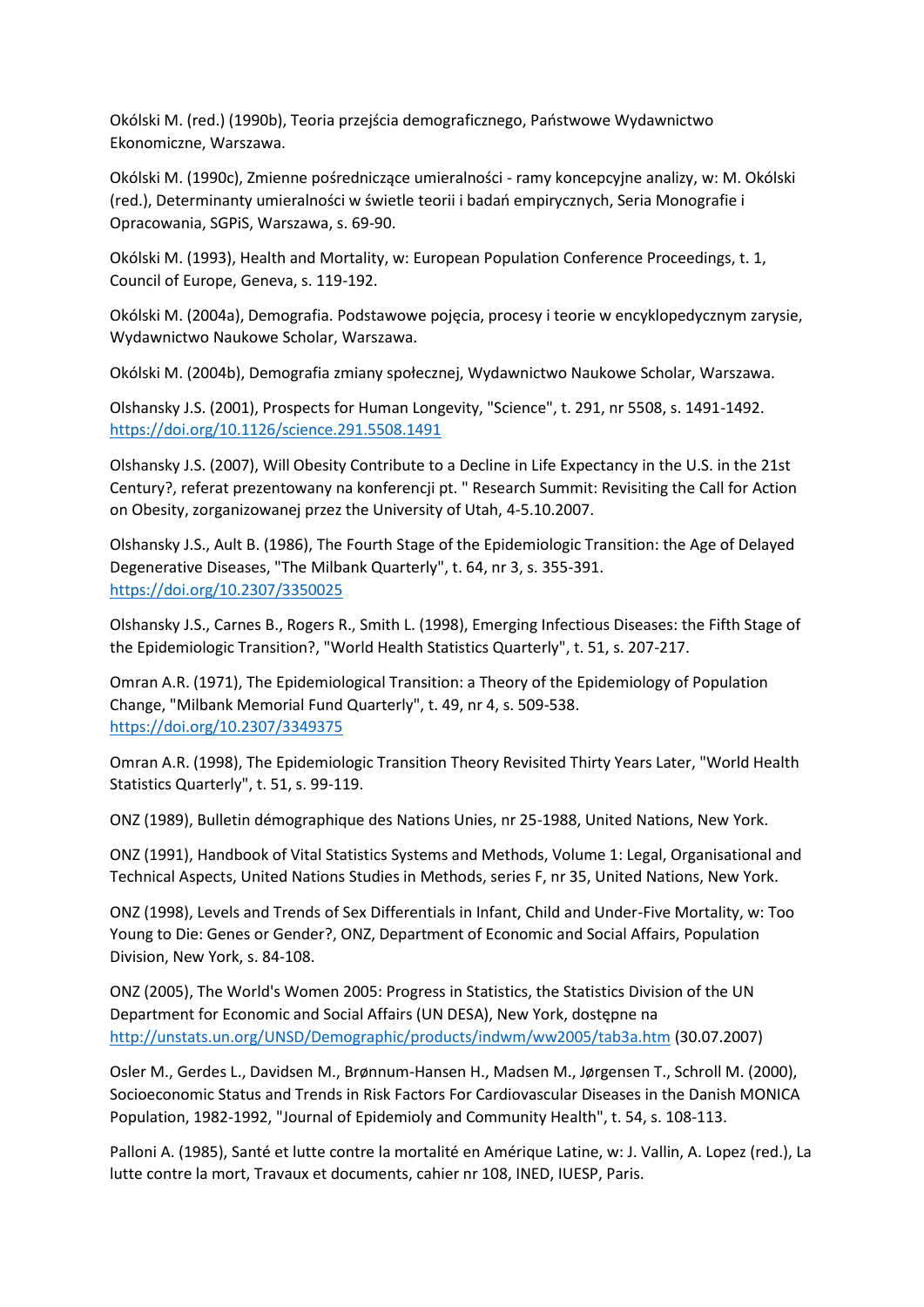Okólski M. (red.) (1990b), Teoria przejścia demograficznego, Państwowe Wydawnictwo Ekonomiczne, Warszawa.

Okólski M. (1990c), Zmienne pośredniczące umieralności - ramy koncepcyjne analizy, w: M. Okólski (red.), Determinanty umieralności w świetle teorii i badań empirycznych, Seria Monografie i Opracowania, SGPiS, Warszawa, s. 69-90.

Okólski M. (1993), Health and Mortality, w: European Population Conference Proceedings, t. 1, Council of Europe, Geneva, s. 119-192.

Okólski M. (2004a), Demografia. Podstawowe pojęcia, procesy i teorie w encyklopedycznym zarysie, Wydawnictwo Naukowe Scholar, Warszawa.

Okólski M. (2004b), Demografia zmiany społecznej, Wydawnictwo Naukowe Scholar, Warszawa.

Olshansky J.S. (2001), Prospects for Human Longevity, "Science", t. 291, nr 5508, s. 1491-1492. https://doi.org/10.1126/science.291.5508.1491

Olshansky J.S. (2007), Will Obesity Contribute to a Decline in Life Expectancy in the U.S. in the 21st Century?, referat prezentowany na konferencji pt. " Research Summit: Revisiting the Call for Action on Obesity, zorganizowanej przez the University of Utah, 4-5.10.2007.

Olshansky J.S., Ault B. (1986), The Fourth Stage of the Epidemiologic Transition: the Age of Delayed Degenerative Diseases, "The Milbank Quarterly", t. 64, nr 3, s. 355-391. https://doi.org/10.2307/3350025

Olshansky J.S., Carnes B., Rogers R., Smith L. (1998), Emerging Infectious Diseases: the Fifth Stage of the Epidemiologic Transition?, "World Health Statistics Quarterly", t. 51, s. 207-217.

Omran A.R. (1971), The Epidemiological Transition: a Theory of the Epidemiology of Population Change, "Milbank Memorial Fund Quarterly", t. 49, nr 4, s. 509-538. https://doi.org/10.2307/3349375

Omran A.R. (1998), The Epidemiologic Transition Theory Revisited Thirty Years Later, "World Health Statistics Quarterly", t. 51, s. 99-119.

ONZ (1989), Bulletin démographique des Nations Unies, nr 25-1988, United Nations, New York.

ONZ (1991), Handbook of Vital Statistics Systems and Methods, Volume 1: Legal, Organisational and Technical Aspects, United Nations Studies in Methods, series F, nr 35, United Nations, New York.

ONZ (1998), Levels and Trends of Sex Differentials in Infant, Child and Under-Five Mortality, w: Too Young to Die: Genes or Gender?, ONZ, Department of Economic and Social Affairs, Population Division, New York, s. 84-108.

ONZ (2005), The World's Women 2005: Progress in Statistics, the Statistics Division of the UN Department for Economic and Social Affairs (UN DESA), New York, dostępne na http://unstats.un.org/UNSD/Demographic/products/indwm/ww2005/tab3a.htm (30.07.2007)

Osler M., Gerdes L., Davidsen M., Brønnum-Hansen H., Madsen M., Jørgensen T., Schroll M. (2000), Socioeconomic Status and Trends in Risk Factors For Cardiovascular Diseases in the Danish MONICA Population, 1982-1992, "Journal of Epidemioly and Community Health", t. 54, s. 108-113.

Palloni A. (1985), Santé et lutte contre la mortalité en Amérique Latine, w: J. Vallin, A. Lopez (red.), La lutte contre la mort, Travaux et documents, cahier nr 108, INED, IUESP, Paris.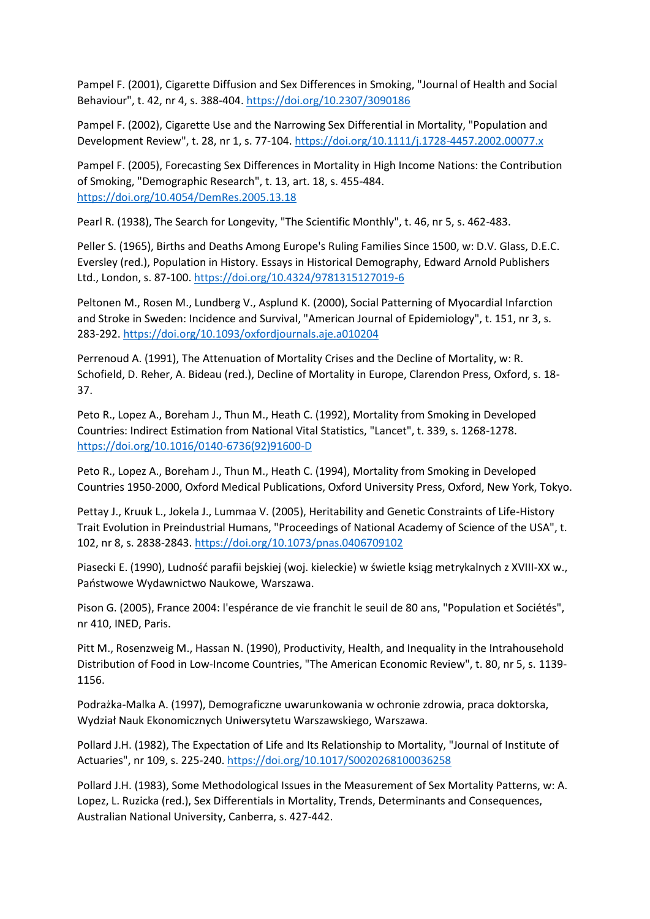Pampel F. (2001), Cigarette Diffusion and Sex Differences in Smoking, "Journal of Health and Social Behaviour", t. 42, nr 4, s. 388-404. https://doi.org/10.2307/3090186

Pampel F. (2002), Cigarette Use and the Narrowing Sex Differential in Mortality, "Population and Development Review", t. 28, nr 1, s. 77-104. https://doi.org/10.1111/j.1728-4457.2002.00077.x

Pampel F. (2005), Forecasting Sex Differences in Mortality in High Income Nations: the Contribution of Smoking, "Demographic Research", t. 13, art. 18, s. 455-484. https://doi.org/10.4054/DemRes.2005.13.18

Pearl R. (1938), The Search for Longevity, "The Scientific Monthly", t. 46, nr 5, s. 462-483.

Peller S. (1965), Births and Deaths Among Europe's Ruling Families Since 1500, w: D.V. Glass, D.E.C. Eversley (red.), Population in History. Essays in Historical Demography, Edward Arnold Publishers Ltd., London, s. 87-100. https://doi.org/10.4324/9781315127019-6

Peltonen M., Rosen M., Lundberg V., Asplund K. (2000), Social Patterning of Myocardial Infarction and Stroke in Sweden: Incidence and Survival, "American Journal of Epidemiology", t. 151, nr 3, s. 283-292. https://doi.org/10.1093/oxfordjournals.aje.a010204

Perrenoud A. (1991), The Attenuation of Mortality Crises and the Decline of Mortality, w: R. Schofield, D. Reher, A. Bideau (red.), Decline of Mortality in Europe, Clarendon Press, Oxford, s. 18-37.

Peto R., Lopez A., Boreham J., Thun M., Heath C. (1992), Mortality from Smoking in Developed Countries: Indirect Estimation from National Vital Statistics, "Lancet", t. 339, s. 1268-1278. https://doi.org/10.1016/0140-6736(92)91600-D

Peto R., Lopez A., Boreham J., Thun M., Heath C. (1994), Mortality from Smoking in Developed Countries 1950-2000, Oxford Medical Publications, Oxford University Press, Oxford, New York, Tokyo.

Pettay J., Kruuk L., Jokela J., Lummaa V. (2005), Heritability and Genetic Constraints of Life-History Trait Evolution in Preindustrial Humans, "Proceedings of National Academy of Science of the USA", t. 102, nr 8, s. 2838-2843. https://doi.org/10.1073/pnas.0406709102

Piasecki E. (1990), Ludność parafii bejskiej (woj. kieleckie) w świetle ksiąg metrykalnych z XVIII-XX w., Państwowe Wydawnictwo Naukowe, Warszawa.

Pison G. (2005), France 2004: l'espérance de vie franchit le seuil de 80 ans, "Population et Sociétés", nr 410, INED, Paris.

Pitt M., Rosenzweig M., Hassan N. (1990), Productivity, Health, and Inequality in the Intrahousehold Distribution of Food in Low-Income Countries, "The American Economic Review", t. 80, nr 5, s. 1139-1156.

Podrażka-Malka A. (1997), Demograficzne uwarunkowania w ochronie zdrowia, praca doktorska, Wydział Nauk Ekonomicznych Uniwersytetu Warszawskiego, Warszawa.

Pollard J.H. (1982), The Expectation of Life and Its Relationship to Mortality, "Journal of Institute of Actuaries", nr 109, s. 225-240. https://doi.org/10.1017/S0020268100036258

Pollard J.H. (1983), Some Methodological Issues in the Measurement of Sex Mortality Patterns, w: A. Lopez, L. Ruzicka (red.), Sex Differentials in Mortality, Trends, Determinants and Consequences, Australian National University, Canberra, s. 427-442.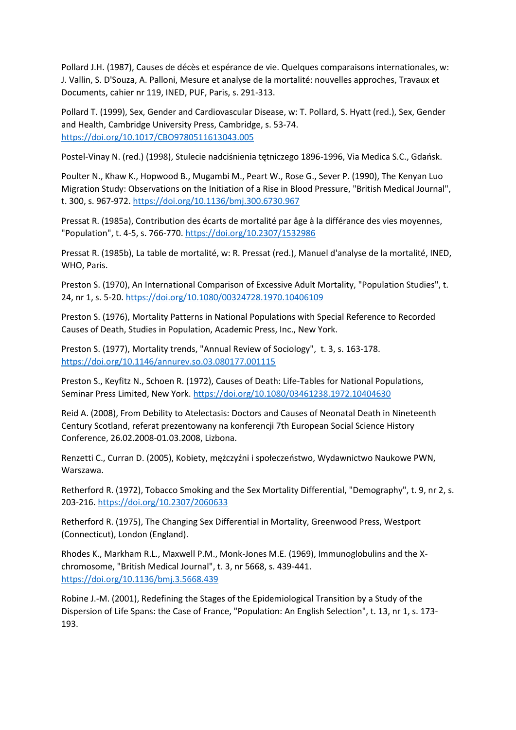Pollard J.H. (1987), Causes de décès et espérance de vie. Quelques comparaisons internationales, w: J. Vallin, S. D'Souza, A. Palloni, Mesure et analyse de la mortalité: nouvelles approches, Travaux et Documents, cahier nr 119, INED, PUF, Paris, s. 291-313.

Pollard T. (1999), Sex, Gender and Cardiovascular Disease, w: T. Pollard, S. Hyatt (red.), Sex, Gender and Health, Cambridge University Press, Cambridge, s. 53-74. https://doi.org/10.1017/CBO9780511613043.005

Postel-Vinay N. (red.) (1998), Stulecie nadciśnienia tętniczego 1896-1996, Via Medica S.C., Gdańsk.

Poulter N., Khaw K., Hopwood B., Mugambi M., Peart W., Rose G., Sever P. (1990), The Kenyan Luo Migration Study: Observations on the Initiation of a Rise in Blood Pressure, "British Medical Journal", t. 300, s. 967-972. https://doi.org/10.1136/bmj.300.6730.967

Pressat R. (1985a), Contribution des écarts de mortalité par âge à la différance des vies moyennes, "Population", t. 4-5, s. 766-770. https://doi.org/10.2307/1532986

Pressat R. (1985b), La table de mortalité, w: R. Pressat (red.), Manuel d'analyse de la mortalité, INED, WHO, Paris.

Preston S. (1970), An International Comparison of Excessive Adult Mortality, "Population Studies", t. 24, nr 1, s. 5-20. https://doi.org/10.1080/00324728.1970.10406109

Preston S. (1976), Mortality Patterns in National Populations with Special Reference to Recorded Causes of Death, Studies in Population, Academic Press, Inc., New York.

Preston S. (1977), Mortality trends, "Annual Review of Sociology", t. 3, s. 163-178. https://doi.org/10.1146/annurev.so.03.080177.001115

Preston S., Keyfitz N., Schoen R. (1972), Causes of Death: Life-Tables for National Populations, Seminar Press Limited, New York. https://doi.org/10.1080/03461238.1972.10404630

Reid A. (2008), From Debility to Atelectasis: Doctors and Causes of Neonatal Death in Nineteenth Century Scotland, referat prezentowany na konferencji 7th European Social Science History Conference, 26.02.2008-01.03.2008, Lizbona.

Renzetti C., Curran D. (2005), Kobiety, mężczyźni i społeczeństwo, Wydawnictwo Naukowe PWN, Warszawa.

Retherford R. (1972), Tobacco Smoking and the Sex Mortality Differential, "Demography", t. 9, nr 2, s. 203-216. https://doi.org/10.2307/2060633

Retherford R. (1975), The Changing Sex Differential in Mortality, Greenwood Press, Westport (Connecticut), London (England).

Rhodes K., Markham R.L., Maxwell P.M., Monk-Jones M.E. (1969), Immunoglobulins and the X-chromosome, "British Medical Journal", t. 3, nr 5668, s. 439-441. https://doi.org/10.1136/bmj.3.5668.439

Robine J.-M. (2001), Redefining the Stages of the Epidemiological Transition by a Study of the Dispersion of Life Spans: the Case of France, "Population: An English Selection", t. 13, nr 1, s. 173-193.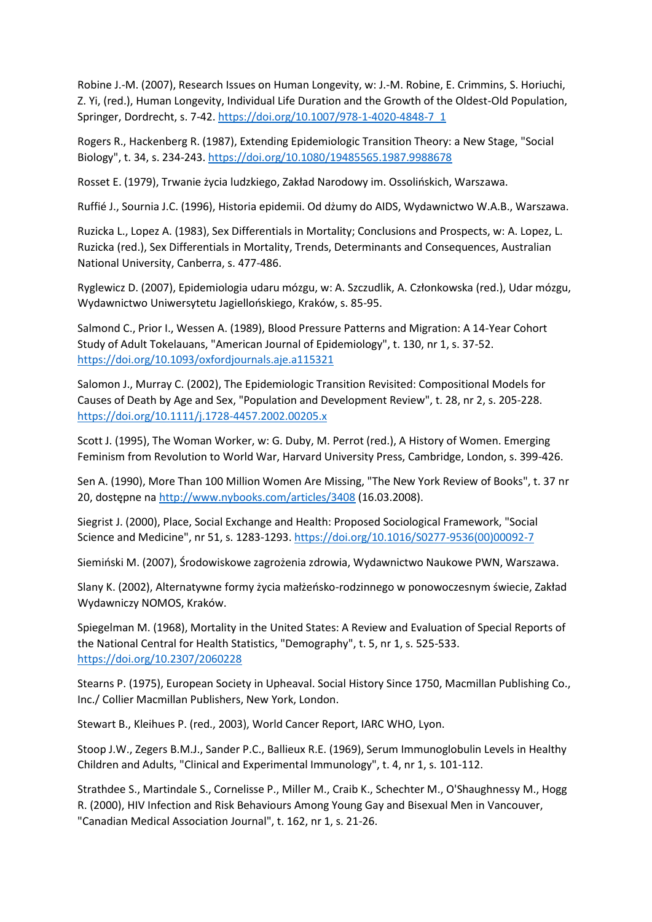Robine J.-M. (2007), Research Issues on Human Longevity, w: J.-M. Robine, E. Crimmins, S. Horiuchi, Z. Yi, (red.), Human Longevity, Individual Life Duration and the Growth of the Oldest-Old Population, Springer, Dordrecht, s. 7-42. https://doi.org/10.1007/978-1-4020-4848-7_1

Rogers R., Hackenberg R. (1987), Extending Epidemiologic Transition Theory: a New Stage, "Social Biology", t. 34, s. 234-243. https://doi.org/10.1080/19485565.1987.9988678

Rosset E. (1979), Trwanie życia ludzkiego, Zakład Narodowy im. Ossolińskich, Warszawa.

Ruffié J., Sournia J.C. (1996), Historia epidemii. Od dżumy do AIDS, Wydawnictwo W.A.B., Warszawa.

Ruzicka L., Lopez A. (1983), Sex Differentials in Mortality; Conclusions and Prospects, w: A. Lopez, L. Ruzicka (red.), Sex Differentials in Mortality, Trends, Determinants and Consequences, Australian National University, Canberra, s. 477-486.

Ryglewicz D. (2007), Epidemiologia udaru mózgu, w: A. Szczudlik, A. Członkowska (red.), Udar mózgu, Wydawnictwo Uniwersytetu Jagiellońskiego, Kraków, s. 85-95.

Salmond C., Prior I., Wessen A. (1989), Blood Pressure Patterns and Migration: A 14-Year Cohort Study of Adult Tokelauans, "American Journal of Epidemiology", t. 130, nr 1, s. 37-52. https://doi.org/10.1093/oxfordjournals.aje.a115321

Salomon J., Murray C. (2002), The Epidemiologic Transition Revisited: Compositional Models for Causes of Death by Age and Sex, "Population and Development Review", t. 28, nr 2, s. 205-228. https://doi.org/10.1111/j.1728-4457.2002.00205.x

Scott J. (1995), The Woman Worker, w: G. Duby, M. Perrot (red.), A History of Women. Emerging Feminism from Revolution to World War, Harvard University Press, Cambridge, London, s. 399-426.

Sen A. (1990), More Than 100 Million Women Are Missing, "The New York Review of Books", t. 37 nr 20, dostępne na http://www.nybooks.com/articles/3408 (16.03.2008).

Siegrist J. (2000), Place, Social Exchange and Health: Proposed Sociological Framework, "Social Science and Medicine", nr 51, s. 1283-1293. https://doi.org/10.1016/S0277-9536(00)00092-7

Simieński M. (2007), Środowiskowe zagrożenia zdrowia, Wydawnictwo Naukowe PWN, Warszawa.

Slany K. (2002), Alternatywne formy życia małżeńsko-rodzinnego w ponowoczesnym świecie, Zakład Wydawniczy NOMOS, Kraków.

Spiegelman M. (1968), Mortality in the United States: A Review and Evaluation of Special Reports of the National Central for Health Statistics, "Demography", t. 5, nr 1, s. 525-533. https://doi.org/10.2307/2060228

Stearns P. (1975), European Society in Upheaval. Social History Since 1750, Macmillan Publishing Co., Inc./ Collier Macmillan Publishers, New York, London.

Stewart B., Kleihues P. (red., 2003), World Cancer Report, IARC WHO, Lyon.

Stoop J.W., Zegers B.M.J., Sander P.C., Ballieux R.E. (1969), Serum Immunoglobulin Levels in Healthy Children and Adults, "Clinical and Experimental Immunology", t. 4, nr 1, s. 101-112.

Strathdee S., Martindale S., Cornelisse P., Miller M., Craib K., Schechter M., O'Shaughnessy M., Hogg R. (2000), HIV Infection and Risk Behaviours Among Young Gay and Bisexual Men in Vancouver, "Canadian Medical Association Journal", t. 162, nr 1, s. 21-26.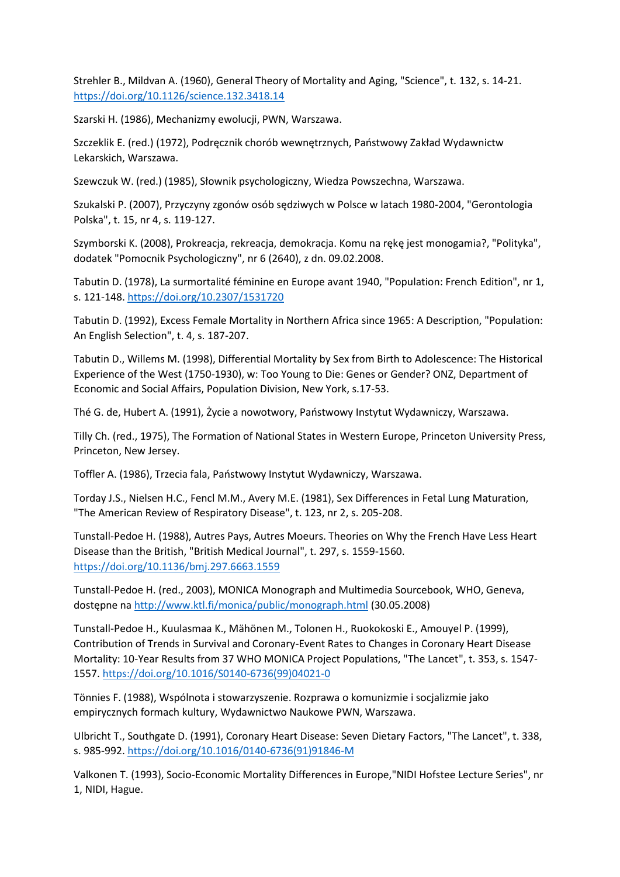Strehler B., Mildvan A. (1960), General Theory of Mortality and Aging, "Science", t. 132, s. 14-21. https://doi.org/10.1126/science.132.3418.14

Szarski H. (1986), Mechanizmy ewolucji, PWN, Warszawa.

Szczeklik E. (red.) (1972), Podręcznik chorób wewnętrznych, Państwowy Zakład Wydawnictw Lekarskich, Warszawa.

Szewczuk W. (red.) (1985), Słownik psychologiczny, Wiedza Powszechna, Warszawa.

Szukalski P. (2007), Przyczyny zgonów osób sędziwych w Polsce w latach 1980-2004, "Gerontologia Polska", t. 15, nr 4, s. 119-127.

Szymborski K. (2008), Prokreacja, rekreacja, demokracja. Komu na rękę jest monogamia?, "Polityka", dodatek "Pomocnik Psychologiczny", nr 6 (2640), z dn. 09.02.2008.

Tabutin D. (1978), La surmortalité féminine en Europe avant 1940, "Population: French Edition", nr 1, s. 121-148. https://doi.org/10.2307/1531720

Tabutin D. (1992), Excess Female Mortality in Northern Africa since 1965: A Description, "Population: An English Selection", t. 4, s. 187-207.

Tabutin D., Willems M. (1998), Differential Mortality by Sex from Birth to Adolescence: The Historical Experience of the West (1750-1930), w: Too Young to Die: Genes or Gender? ONZ, Department of Economic and Social Affairs, Population Division, New York, s.17-53.

Thé G. de, Hubert A. (1991), Życie a nowotwory, Państwowy Instytut Wydawniczy, Warszawa.

Tilly Ch. (red., 1975), The Formation of National States in Western Europe, Princeton University Press, Princeton, New Jersey.

Toffler A. (1986), Trzecia fala, Państwowy Instytut Wydawniczy, Warszawa.

Torday J.S., Nielsen H.C., Fencl M.M., Avery M.E. (1981), Sex Differences in Fetal Lung Maturation, "The American Review of Respiratory Disease", t. 123, nr 2, s. 205-208.

Tunstall-Pedoe H. (1988), Autres Pays, Autres Moeurs. Theories on Why the French Have Less Heart Disease than the British, "British Medical Journal", t. 297, s. 1559-1560. https://doi.org/10.1136/bmj.297.6663.1559

Tunstall-Pedoe H. (red., 2003), MONICA Monograph and Multimedia Sourcebook, WHO, Geneva, dostępne na http://www.ktl.fi/monica/public/monograph.html (30.05.2008)

Tunstall-Pedoe H., Kuulasmaa K., Mähönen M., Tolonen H., Ruokokoski E., Amouyel P. (1999), Contribution of Trends in Survival and Coronary-Event Rates to Changes in Coronary Heart Disease Mortality: 10-Year Results from 37 WHO MONICA Project Populations, "The Lancet", t. 353, s. 1547-1557. https://doi.org/10.1016/S0140-6736(99)04021-0

Tönnies F. (1988), Wspólnota i stowarzyszenie. Rozprawa o komunizmie i socjalizmie jako empirycznych formach kultury, Wydawnictwo Naukowe PWN, Warszawa.

Ulbricht T., Southgate D. (1991), Coronary Heart Disease: Seven Dietary Factors, "The Lancet", t. 338, s. 985-992. https://doi.org/10.1016/0140-6736(91)91846-M

Valkonen T. (1993), Socio-Economic Mortality Differences in Europe,"NIDI Hofstee Lecture Series", nr 1, NIDI, Hague.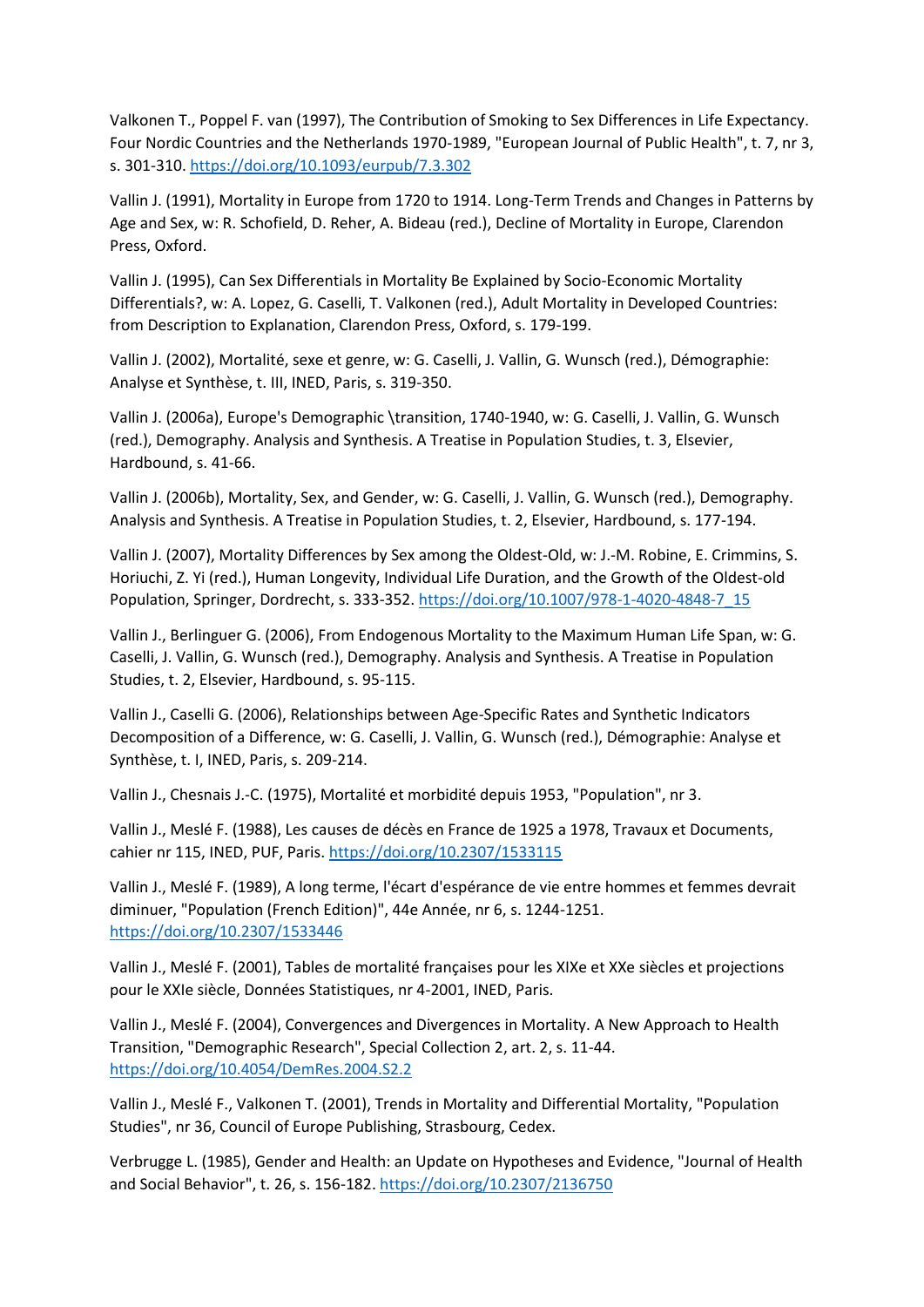Valkonen T., Poppel F. van (1997), The Contribution of Smoking to Sex Differences in Life Expectancy. Four Nordic Countries and the Netherlands 1970-1989, "European Journal of Public Health", t. 7, nr 3, s. 301-310. https://doi.org/10.1093/eurpub/7.3.302

Vallin J. (1991), Mortality in Europe from 1720 to 1914. Long-Term Trends and Changes in Patterns by Age and Sex, w: R. Schofield, D. Reher, A. Bideau (red.), Decline of Mortality in Europe, Clarendon Press, Oxford.

Vallin J. (1995), Can Sex Differentials in Mortality Be Explained by Socio-Economic Mortality Differentials?, w: A. Lopez, G. Caselli, T. Valkonen (red.), Adult Mortality in Developed Countries: from Description to Explanation, Clarendon Press, Oxford, s. 179-199.

Vallin J. (2002), Mortalité, sexe et genre, w: G. Caselli, J. Vallin, G. Wunsch (red.), Démographie: Analyse et Synthèse, t. III, INED, Paris, s. 319-350.

Vallin J. (2006a), Europe's Demographic \transition, 1740-1940, w: G. Caselli, J. Vallin, G. Wunsch (red.), Demography. Analysis and Synthesis. A Treatise in Population Studies, t. 3, Elsevier, Hardbound, s. 41-66.

Vallin J. (2006b), Mortality, Sex, and Gender, w: G. Caselli, J. Vallin, G. Wunsch (red.), Demography. Analysis and Synthesis. A Treatise in Population Studies, t. 2, Elsevier, Hardbound, s. 177-194.

Vallin J. (2007), Mortality Differences by Sex among the Oldest-Old, w: J.-M. Robine, E. Crimmins, S. Horiuchi, Z. Yi (red.), Human Longevity, Individual Life Duration, and the Growth of the Oldest-old Population, Springer, Dordrecht, s. 333-352. https://doi.org/10.1007/978-1-4020-4848-7_15

Vallin J., Berlinguer G. (2006), From Endogenous Mortality to the Maximum Human Life Span, w: G. Caselli, J. Vallin, G. Wunsch (red.), Demography. Analysis and Synthesis. A Treatise in Population Studies, t. 2, Elsevier, Hardbound, s. 95-115.

Vallin J., Caselli G. (2006), Relationships between Age-Specific Rates and Synthetic Indicators Decomposition of a Difference, w: G. Caselli, J. Vallin, G. Wunsch (red.), Démographie: Analyse et Synthèse, t. I, INED, Paris, s. 209-214.

Vallin J., Chesnais J.-C. (1975), Mortalité et morbidité depuis 1953, "Population", nr 3.

Vallin J., Meslé F. (1988), Les causes de décès en France de 1925 a 1978, Travaux et Documents, cahier nr 115, INED, PUF, Paris. https://doi.org/10.2307/1533115

Vallin J., Meslé F. (1989), A long terme, l'écart d'espérance de vie entre hommes et femmes devrait diminuer, "Population (French Edition)", 44e Année, nr 6, s. 1244-1251. https://doi.org/10.2307/1533446

Vallin J., Meslé F. (2001), Tables de mortalité françaises pour les XIXe et XXe siècles et projections pour le XXIe siècle, Données Statistiques, nr 4-2001, INED, Paris.

Vallin J., Meslé F. (2004), Convergences and Divergences in Mortality. A New Approach to Health Transition, "Demographic Research", Special Collection 2, art. 2, s. 11-44. https://doi.org/10.4054/DemRes.2004.S2.2

Vallin J., Meslé F., Valkonen T. (2001), Trends in Mortality and Differential Mortality, "Population Studies", nr 36, Council of Europe Publishing, Strasbourg, Cedex.

Verbrugge L. (1985), Gender and Health: an Update on Hypotheses and Evidence, "Journal of Health and Social Behavior", t. 26, s. 156-182. https://doi.org/10.2307/2136750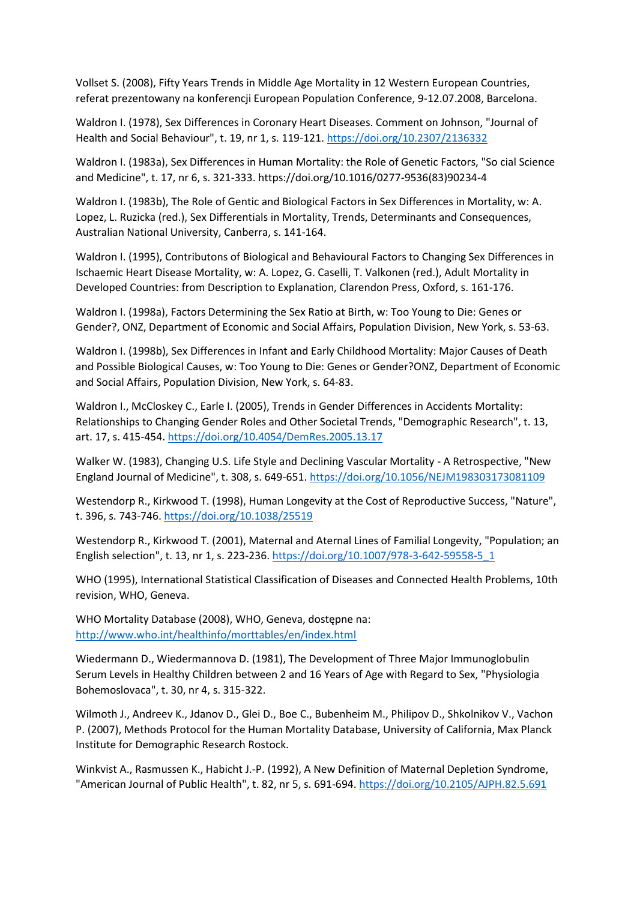Vollset S. (2008), Fifty Years Trends in Middle Age Mortality in 12 Western European Countries, referat prezentowany na konferencji European Population Conference, 9-12.07.2008, Barcelona.

Waldron I. (1978), Sex Differences in Coronary Heart Diseases. Comment on Johnson, "Journal of Health and Social Behaviour", t. 19, nr 1, s. 119-121. https://doi.org/10.2307/2136332

Waldron I. (1983a), Sex Differences in Human Mortality: the Role of Genetic Factors, "So cial Science and Medicine", t. 17, nr 6, s. 321-333. https://doi.org/10.1016/0277-9536(83)90234-4

Waldron I. (1983b), The Role of Gentic and Biological Factors in Sex Differences in Mortality, w: A. Lopez, L. Ruzicka (red.), Sex Differentials in Mortality, Trends, Determinants and Consequences, Australian National University, Canberra, s. 141-164.

Waldron I. (1995), Contributons of Biological and Behavioural Factors to Changing Sex Differences in Ischaemic Heart Disease Mortality, w: A. Lopez, G. Caselli, T. Valkonen (red.), Adult Mortality in Developed Countries: from Description to Explanation, Clarendon Press, Oxford, s. 161-176.

Waldron I. (1998a), Factors Determining the Sex Ratio at Birth, w: Too Young to Die: Genes or Gender?, ONZ, Department of Economic and Social Affairs, Population Division, New York, s. 53-63.

Waldron I. (1998b), Sex Differences in Infant and Early Childhood Mortality: Major Causes of Death and Possible Biological Causes, w: Too Young to Die: Genes or Gender?ONZ, Department of Economic and Social Affairs, Population Division, New York, s. 64-83.

Waldron I., McCloskey C., Earle I. (2005), Trends in Gender Differences in Accidents Mortality: Relationships to Changing Gender Roles and Other Societal Trends, "Demographic Research", t. 13, art. 17, s. 415-454. https://doi.org/10.4054/DemRes.2005.13.17

Walker W. (1983), Changing U.S. Life Style and Declining Vascular Mortality - A Retrospective, "New England Journal of Medicine", t. 308, s. 649-651. https://doi.org/10.1056/NEJM198303173081109

Westendorp R., Kirkwood T. (1998), Human Longevity at the Cost of Reproductive Success, "Nature", t. 396, s. 743-746. https://doi.org/10.1038/25519

Westendorp R., Kirkwood T. (2001), Maternal and Aternal Lines of Familial Longevity, "Population; an English selection", t. 13, nr 1, s. 223-236. https://doi.org/10.1007/978-3-642-59558-5_1

WHO (1995), International Statistical Classification of Diseases and Connected Health Problems, 10th revision, WHO, Geneva.

WHO Mortality Database (2008), WHO, Geneva, dostępne na: http://www.who.int/healthinfo/morttables/en/index.html

Wiedermann D., Wiedermannova D. (1981), The Development of Three Major Immunoglobulin Serum Levels in Healthy Children between 2 and 16 Years of Age with Regard to Sex, "Physiologia Bohemoslovaca", t. 30, nr 4, s. 315-322.

Wilmoth J., Andreev K., Jdanov D., Glei D., Boe C., Bubenheim M., Philipov D., Shkolnikov V., Vachon P. (2007), Methods Protocol for the Human Mortality Database, University of California, Max Planck Institute for Demographic Research Rostock.

Winkvist A., Rasmussen K., Habicht J.-P. (1992), A New Definition of Maternal Depletion Syndrome, "American Journal of Public Health", t. 82, nr 5, s. 691-694. https://doi.org/10.2105/AJPH.82.5.691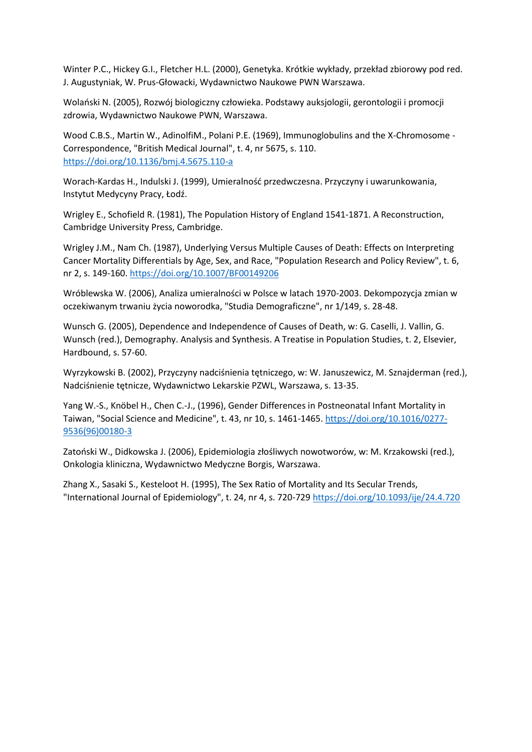Winter P.C., Hickey G.I., Fletcher H.L. (2000), Genetyka. Krótkie wykłady, przekład zbiorowy pod red. J. Augustyniak, W. Prus-Głowacki, Wydawnictwo Naukowe PWN Warszawa.

Wolański N. (2005), Rozwój biologiczny człowieka. Podstawy auksjologii, gerontologii i promocji zdrowia, Wydawnictwo Naukowe PWN, Warszawa.

Wood C.B.S., Martin W., AdinolfiM., Polani P.E. (1969), Immunoglobulins and the X-Chromosome - Correspondence, "British Medical Journal", t. 4, nr 5675, s. 110. https://doi.org/10.1136/bmj.4.5675.110-a

Worach-Kardas H., Indulski J. (1999), Umieralność przedwczesna. Przyczyny i uwarunkowania, Instytut Medycyny Pracy, Łodź.

Wrigley E., Schofield R. (1981), The Population History of England 1541-1871. A Reconstruction, Cambridge University Press, Cambridge.

Wrigley J.M., Nam Ch. (1987), Underlying Versus Multiple Causes of Death: Effects on Interpreting Cancer Mortality Differentials by Age, Sex, and Race, "Population Research and Policy Review", t. 6, nr 2, s. 149-160. https://doi.org/10.1007/BF00149206

Wróblewska W. (2006), Analiza umieralności w Polsce w latach 1970-2003. Dekompozycja zmian w oczekiwanym trwaniu życia noworodka, "Studia Demograficzne", nr 1/149, s. 28-48.

Wunsch G. (2005), Dependence and Independence of Causes of Death, w: G. Caselli, J. Vallin, G. Wunsch (red.), Demography. Analysis and Synthesis. A Treatise in Population Studies, t. 2, Elsevier, Hardbound, s. 57-60.

Wyrzykowski B. (2002), Przyczyny nadciśnienia tętniczego, w: W. Januszewicz, M. Sznajderman (red.), Nadciśnienie tętnicze, Wydawnictwo Lekarskie PZWL, Warszawa, s. 13-35.

Yang W.-S., Knöbel H., Chen C.-J., (1996), Gender Differences in Postneonatal Infant Mortality in Taiwan, "Social Science and Medicine", t. 43, nr 10, s. 1461-1465. https://doi.org/10.1016/0277-9536(96)00180-3

Zatoński W., Didkowska J. (2006), Epidemiologia złośliwych nowotworów, w: M. Krzakowski (red.), Onkologia kliniczna, Wydawnictwo Medyczne Borgis, Warszawa.

Zhang X., Sasaki S., Kesteloot H. (1995), The Sex Ratio of Mortality and Its Secular Trends, "International Journal of Epidemiology", t. 24, nr 4, s. 720-729 https://doi.org/10.1093/ije/24.4.720